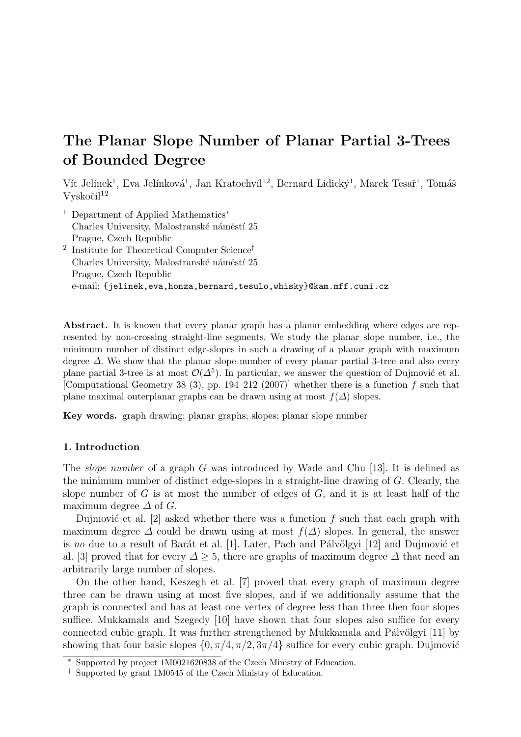# The Planar Slope Number of Planar Partial 3-Trees of Bounded Degree

Vít Jelínek[1], Eva Jelínková[1], Jan Kratochvíl[12], Bernard Lidický[1], Marek Tesař[1], Tomáš Vyskočil[12]

[1] Department of Applied Mathematics*
Charles University, Malostranské náměstí 25
Prague, Czech Republic

[2] Institute for Theoretical Computer Science†
Charles University, Malostranské náměstí 25
Prague, Czech Republic
e-mail: {jelinek,eva,honza,bernard,tesulo,whisky}@kam.mff.cuni.cz

**Abstract.** It is known that every planar graph has a planar embedding where edges are represented by non-crossing straight-line segments. We study the planar slope number, i.e., the minimum number of distinct edge-slopes in such a drawing of a planar graph with maximum degree $\Delta$. We show that the planar slope number of every planar partial 3-tree and also every plane partial 3-tree is at most $\mathcal{O}(\Delta^5)$. In particular, we answer the question of Dujmović et al. [Computational Geometry 38 (3), pp. 194–212 (2007)] whether there is a function $f$ such that plane maximal outerplanar graphs can be drawn using at most $f(\Delta)$ slopes.

**Key words.** graph drawing; planar graphs; slopes; planar slope number

## 1. Introduction

The *slope number* of a graph $G$ was introduced by Wade and Chu [13]. It is defined as the minimum number of distinct edge-slopes in a straight-line drawing of $G$. Clearly, the slope number of $G$ is at most the number of edges of $G$, and it is at least half of the maximum degree $\Delta$ of $G$.

Dujmović et al. [2] asked whether there was a function $f$ such that each graph with maximum degree $\Delta$ could be drawn using at most $f(\Delta)$ slopes. In general, the answer is *no* due to a result of Barát et al. [1]. Later, Pach and Pálvölgyi [12] and Dujmović et al. [3] proved that for every $\Delta \geq 5$, there are graphs of maximum degree $\Delta$ that need an arbitrarily large number of slopes.

On the other hand, Keszegh et al. [7] proved that every graph of maximum degree three can be drawn using at most five slopes, and if we additionally assume that the graph is connected and has at least one vertex of degree less than three then four slopes suffice. Mukkamala and Szegedy [10] have shown that four slopes also suffice for every connected cubic graph. It was further strengthened by Mukkamala and Pálvölgyi [11] by showing that four basic slopes $\{0, \pi/4, \pi/2, 3\pi/4\}$ suffice for every cubic graph. Dujmović

* Supported by project 1M0021620838 of the Czech Ministry of Education.

† Supported by grant 1M0545 of the Czech Ministry of Education.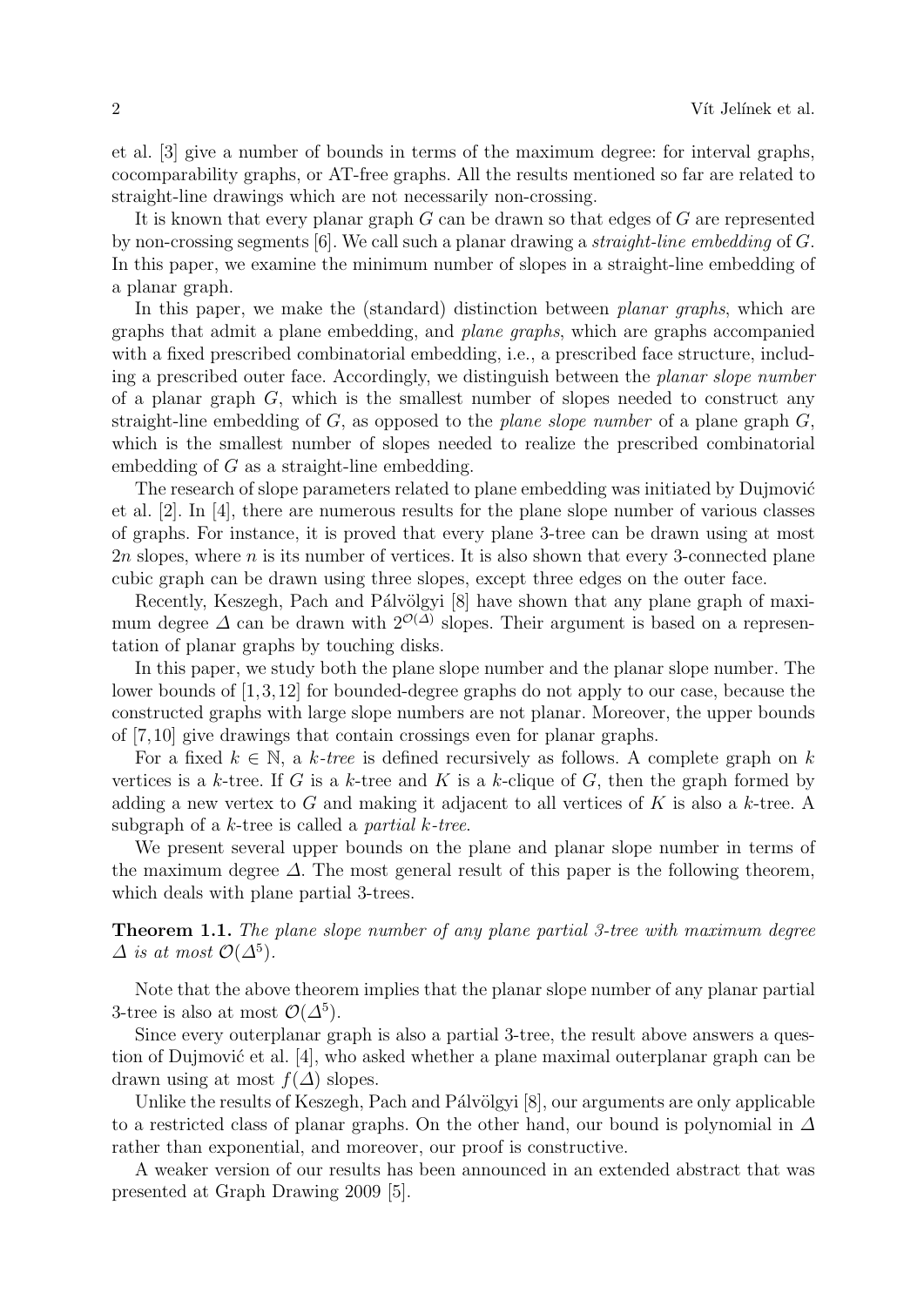et al. [3] give a number of bounds in terms of the maximum degree: for interval graphs, cocomparability graphs, or AT-free graphs. All the results mentioned so far are related to straight-line drawings which are not necessarily non-crossing.

It is known that every planar graph $G$ can be drawn so that edges of $G$ are represented by non-crossing segments [6]. We call such a planar drawing a *straight-line embedding* of $G$. In this paper, we examine the minimum number of slopes in a straight-line embedding of a planar graph.

In this paper, we make the (standard) distinction between *planar graphs*, which are graphs that admit a plane embedding, and *plane graphs*, which are graphs accompanied with a fixed prescribed combinatorial embedding, i.e., a prescribed face structure, including a prescribed outer face. Accordingly, we distinguish between the *planar slope number* of a planar graph $G$, which is the smallest number of slopes needed to construct any straight-line embedding of $G$, as opposed to the *plane slope number* of a plane graph $G$, which is the smallest number of slopes needed to realize the prescribed combinatorial embedding of $G$ as a straight-line embedding.

The research of slope parameters related to plane embedding was initiated by Dujmović et al. [2]. In [4], there are numerous results for the plane slope number of various classes of graphs. For instance, it is proved that every plane 3-tree can be drawn using at most $2n$ slopes, where $n$ is its number of vertices. It is also shown that every 3-connected plane cubic graph can be drawn using three slopes, except three edges on the outer face.

Recently, Keszegh, Pach and Pálvölgyi [8] have shown that any plane graph of maximum degree $\Delta$ can be drawn with $2^{\mathcal{O}(\Delta)}$ slopes. Their argument is based on a representation of planar graphs by touching disks.

In this paper, we study both the plane slope number and the planar slope number. The lower bounds of [1,3,12] for bounded-degree graphs do not apply to our case, because the constructed graphs with large slope numbers are not planar. Moreover, the upper bounds of [7,10] give drawings that contain crossings even for planar graphs.

For a fixed $k \in \mathbb{N}$, a *$k$-tree* is defined recursively as follows. A complete graph on $k$ vertices is a $k$-tree. If $G$ is a $k$-tree and $K$ is a $k$-clique of $G$, then the graph formed by adding a new vertex to $G$ and making it adjacent to all vertices of $K$ is also a $k$-tree. A subgraph of a $k$-tree is called a *partial $k$-tree*.

We present several upper bounds on the plane and planar slope number in terms of the maximum degree $\Delta$. The most general result of this paper is the following theorem, which deals with plane partial 3-trees.

**Theorem 1.1.** *The plane slope number of any plane partial 3-tree with maximum degree $\Delta$ is at most $\mathcal{O}(\Delta^5)$.*

Note that the above theorem implies that the planar slope number of any planar partial 3-tree is also at most $\mathcal{O}(\Delta^5)$.

Since every outerplanar graph is also a partial 3-tree, the result above answers a question of Dujmović et al. [4], who asked whether a plane maximal outerplanar graph can be drawn using at most $f(\Delta)$ slopes.

Unlike the results of Keszegh, Pach and Pálvölgyi [8], our arguments are only applicable to a restricted class of planar graphs. On the other hand, our bound is polynomial in $\Delta$ rather than exponential, and moreover, our proof is constructive.

A weaker version of our results has been announced in an extended abstract that was presented at Graph Drawing 2009 [5].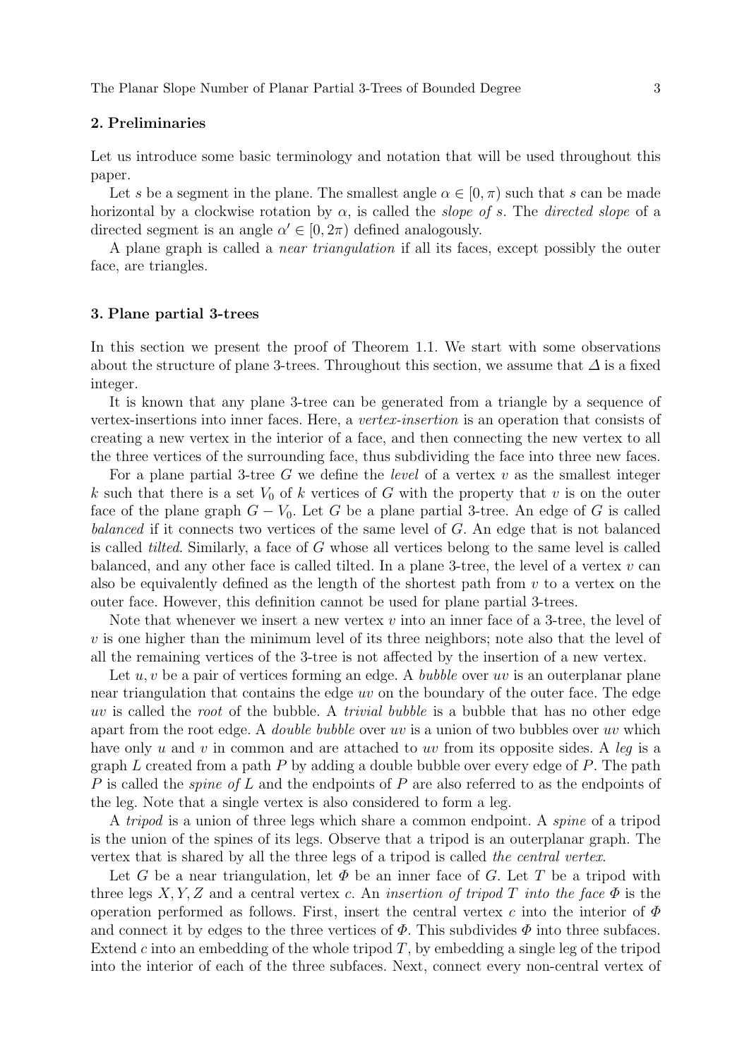## 2. Preliminaries

Let us introduce some basic terminology and notation that will be used throughout this paper.

Let $s$ be a segment in the plane. The smallest angle $\alpha \in [0, \pi)$ such that $s$ can be made horizontal by a clockwise rotation by $\alpha$, is called the *slope of s*. The *directed slope* of a directed segment is an angle $\alpha' \in [0, 2\pi)$ defined analogously.

A plane graph is called a *near triangulation* if all its faces, except possibly the outer face, are triangles.

## 3. Plane partial 3-trees

In this section we present the proof of Theorem 1.1. We start with some observations about the structure of plane 3-trees. Throughout this section, we assume that $\Delta$ is a fixed integer.

It is known that any plane 3-tree can be generated from a triangle by a sequence of vertex-insertions into inner faces. Here, a *vertex-insertion* is an operation that consists of creating a new vertex in the interior of a face, and then connecting the new vertex to all the three vertices of the surrounding face, thus subdividing the face into three new faces.

For a plane partial 3-tree $G$ we define the *level* of a vertex $v$ as the smallest integer $k$ such that there is a set $V_0$ of $k$ vertices of $G$ with the property that $v$ is on the outer face of the plane graph $G - V_0$. Let $G$ be a plane partial 3-tree. An edge of $G$ is called *balanced* if it connects two vertices of the same level of $G$. An edge that is not balanced is called *tilted*. Similarly, a face of $G$ whose all vertices belong to the same level is called balanced, and any other face is called tilted. In a plane 3-tree, the level of a vertex $v$ can also be equivalently defined as the length of the shortest path from $v$ to a vertex on the outer face. However, this definition cannot be used for plane partial 3-trees.

Note that whenever we insert a new vertex $v$ into an inner face of a 3-tree, the level of $v$ is one higher than the minimum level of its three neighbors; note also that the level of all the remaining vertices of the 3-tree is not affected by the insertion of a new vertex.

Let $u, v$ be a pair of vertices forming an edge. A *bubble* over $uv$ is an outerplanar plane near triangulation that contains the edge $uv$ on the boundary of the outer face. The edge $uv$ is called the *root* of the bubble. A *trivial bubble* is a bubble that has no other edge apart from the root edge. A *double bubble* over $uv$ is a union of two bubbles over $uv$ which have only $u$ and $v$ in common and are attached to $uv$ from its opposite sides. A *leg* is a graph $L$ created from a path $P$ by adding a double bubble over every edge of $P$. The path $P$ is called the *spine of L* and the endpoints of $P$ are also referred to as the endpoints of the leg. Note that a single vertex is also considered to form a leg.

A *tripod* is a union of three legs which share a common endpoint. A *spine* of a tripod is the union of the spines of its legs. Observe that a tripod is an outerplanar graph. The vertex that is shared by all the three legs of a tripod is called *the central vertex*.

Let $G$ be a near triangulation, let $\Phi$ be an inner face of $G$. Let $T$ be a tripod with three legs $X, Y, Z$ and a central vertex $c$. An *insertion of tripod T into the face Φ* is the operation performed as follows. First, insert the central vertex $c$ into the interior of $\Phi$ and connect it by edges to the three vertices of $\Phi$. This subdivides $\Phi$ into three subfaces. Extend $c$ into an embedding of the whole tripod $T$, by embedding a single leg of the tripod into the interior of each of the three subfaces. Next, connect every non-central vertex of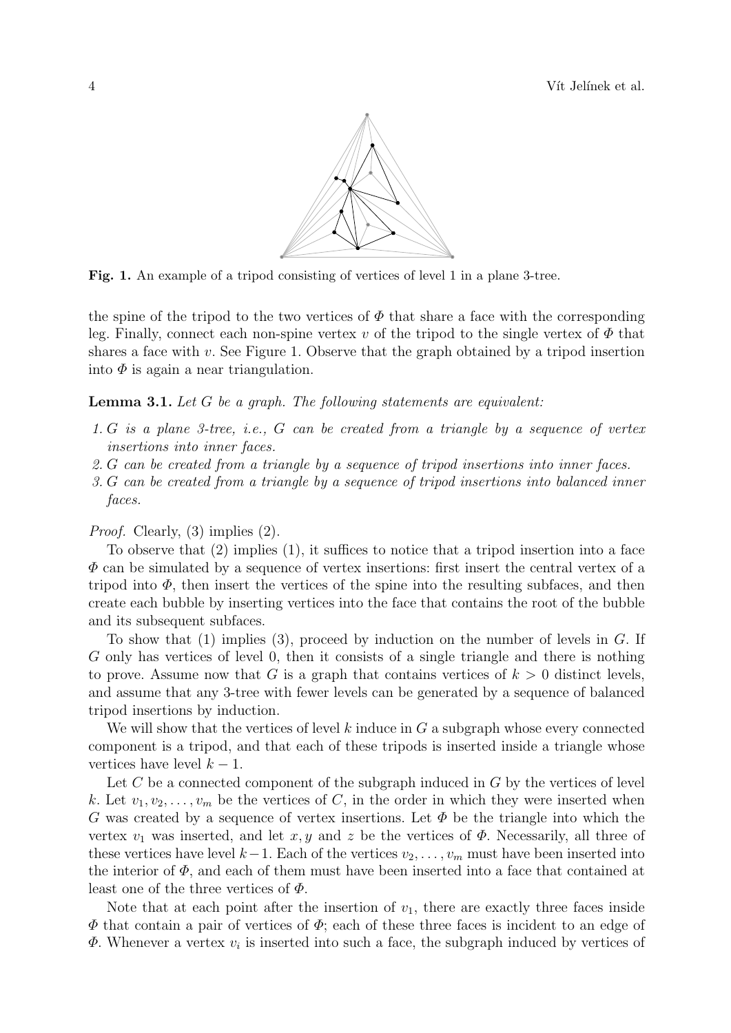**Fig. 1.** An example of a tripod consisting of vertices of level 1 in a plane 3-tree.

the spine of the tripod to the two vertices of $\Phi$ that share a face with the corresponding leg. Finally, connect each non-spine vertex $v$ of the tripod to the single vertex of $\Phi$ that shares a face with $v$. See Figure 1. Observe that the graph obtained by a tripod insertion into $\Phi$ is again a near triangulation.

**Lemma 3.1.** *Let $G$ be a graph. The following statements are equivalent:*

1. *$G$ is a plane 3-tree, i.e., $G$ can be created from a triangle by a sequence of vertex insertions into inner faces.*
2. *$G$ can be created from a triangle by a sequence of tripod insertions into inner faces.*
3. *$G$ can be created from a triangle by a sequence of tripod insertions into balanced inner faces.*

*Proof.* Clearly, (3) implies (2).

To observe that (2) implies (1), it suffices to notice that a tripod insertion into a face $\Phi$ can be simulated by a sequence of vertex insertions: first insert the central vertex of a tripod into $\Phi$, then insert the vertices of the spine into the resulting subfaces, and then create each bubble by inserting vertices into the face that contains the root of the bubble and its subsequent subfaces.

To show that (1) implies (3), proceed by induction on the number of levels in $G$. If $G$ only has vertices of level 0, then it consists of a single triangle and there is nothing to prove. Assume now that $G$ is a graph that contains vertices of $k > 0$ distinct levels, and assume that any 3-tree with fewer levels can be generated by a sequence of balanced tripod insertions by induction.

We will show that the vertices of level $k$ induce in $G$ a subgraph whose every connected component is a tripod, and that each of these tripods is inserted inside a triangle whose vertices have level $k-1$.

Let $C$ be a connected component of the subgraph induced in $G$ by the vertices of level $k$. Let $v_1, v_2, \ldots, v_m$ be the vertices of $C$, in the order in which they were inserted when $G$ was created by a sequence of vertex insertions. Let $\Phi$ be the triangle into which the vertex $v_1$ was inserted, and let $x, y$ and $z$ be the vertices of $\Phi$. Necessarily, all three of these vertices have level $k-1$. Each of the vertices $v_2, \ldots, v_m$ must have been inserted into the interior of $\Phi$, and each of them must have been inserted into a face that contained at least one of the three vertices of $\Phi$.

Note that at each point after the insertion of $v_1$, there are exactly three faces inside $\Phi$ that contain a pair of vertices of $\Phi$; each of these three faces is incident to an edge of $\Phi$. Whenever a vertex $v_i$ is inserted into such a face, the subgraph induced by vertices of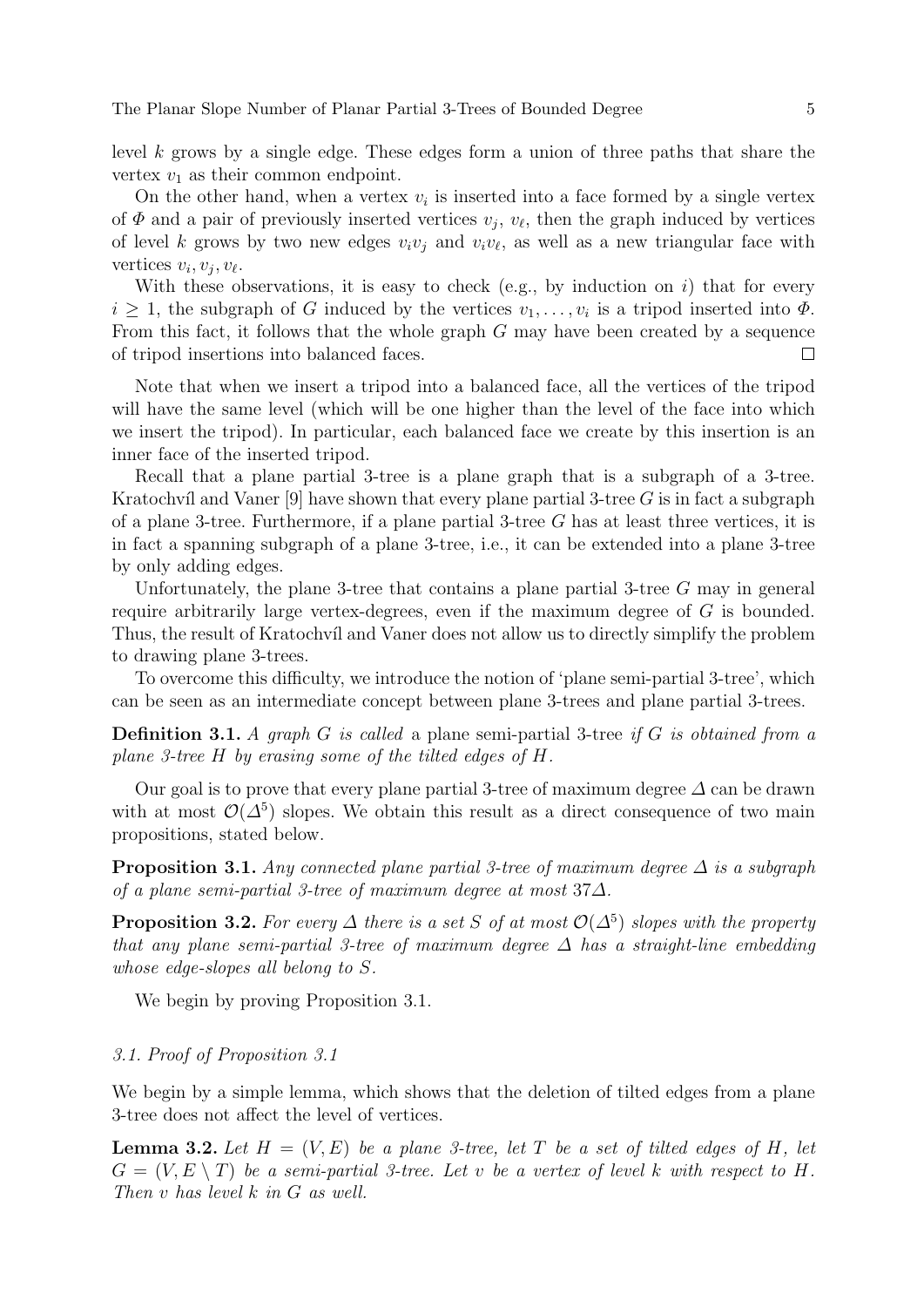level $k$ grows by a single edge. These edges form a union of three paths that share the vertex $v_1$ as their common endpoint.

On the other hand, when a vertex $v_i$ is inserted into a face formed by a single vertex of $\Phi$ and a pair of previously inserted vertices $v_j$, $v_\ell$, then the graph induced by vertices of level $k$ grows by two new edges $v_iv_j$ and $v_iv_\ell$, as well as a new triangular face with vertices $v_i, v_j, v_\ell$.

With these observations, it is easy to check (e.g., by induction on $i$) that for every $i \geq 1$, the subgraph of $G$ induced by the vertices $v_1, \ldots, v_i$ is a tripod inserted into $\Phi$. From this fact, it follows that the whole graph $G$ may have been created by a sequence of tripod insertions into balanced faces. □

Note that when we insert a tripod into a balanced face, all the vertices of the tripod will have the same level (which will be one higher than the level of the face into which we insert the tripod). In particular, each balanced face we create by this insertion is an inner face of the inserted tripod.

Recall that a plane partial 3-tree is a plane graph that is a subgraph of a 3-tree. Kratochvíl and Vaner [9] have shown that every plane partial 3-tree $G$ is in fact a subgraph of a plane 3-tree. Furthermore, if a plane partial 3-tree $G$ has at least three vertices, it is in fact a spanning subgraph of a plane 3-tree, i.e., it can be extended into a plane 3-tree by only adding edges.

Unfortunately, the plane 3-tree that contains a plane partial 3-tree $G$ may in general require arbitrarily large vertex-degrees, even if the maximum degree of $G$ is bounded. Thus, the result of Kratochvíl and Vaner does not allow us to directly simplify the problem to drawing plane 3-trees.

To overcome this difficulty, we introduce the notion of 'plane semi-partial 3-tree', which can be seen as an intermediate concept between plane 3-trees and plane partial 3-trees.

**Definition 3.1.** *A graph $G$ is called* a plane semi-partial 3-tree *if $G$ is obtained from a plane 3-tree $H$ by erasing some of the tilted edges of $H$.*

Our goal is to prove that every plane partial 3-tree of maximum degree $\Delta$ can be drawn with at most $\mathcal{O}(\Delta^5)$ slopes. We obtain this result as a direct consequence of two main propositions, stated below.

**Proposition 3.1.** *Any connected plane partial 3-tree of maximum degree $\Delta$ is a subgraph of a plane semi-partial 3-tree of maximum degree at most $37\Delta$.*

**Proposition 3.2.** *For every $\Delta$ there is a set $S$ of at most $\mathcal{O}(\Delta^5)$ slopes with the property that any plane semi-partial 3-tree of maximum degree $\Delta$ has a straight-line embedding whose edge-slopes all belong to $S$.*

We begin by proving Proposition 3.1.

### *3.1. Proof of Proposition 3.1*

We begin by a simple lemma, which shows that the deletion of tilted edges from a plane 3-tree does not affect the level of vertices.

**Lemma 3.2.** *Let $H = (V, E)$ be a plane 3-tree, let $T$ be a set of tilted edges of $H$, let $G = (V, E \setminus T)$ be a semi-partial 3-tree. Let $v$ be a vertex of level $k$ with respect to $H$. Then $v$ has level $k$ in $G$ as well.*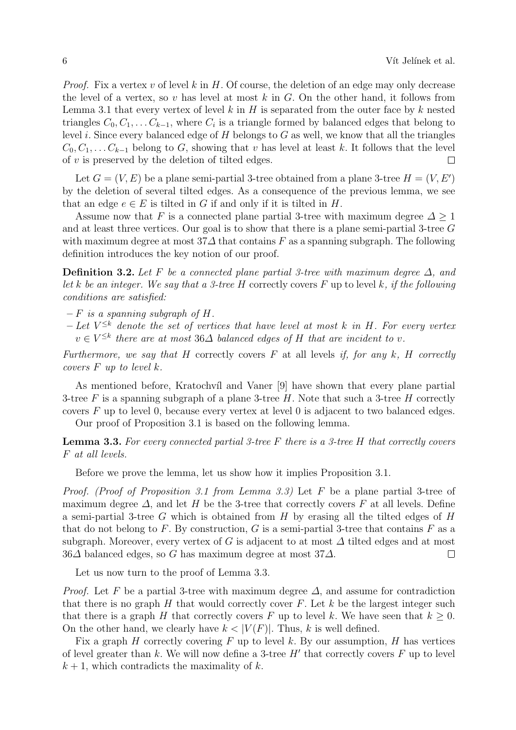*Proof.* Fix a vertex $v$ of level $k$ in $H$. Of course, the deletion of an edge may only decrease the level of a vertex, so $v$ has level at most $k$ in $G$. On the other hand, it follows from Lemma 3.1 that every vertex of level $k$ in $H$ is separated from the outer face by $k$ nested triangles $C_0, C_1, \dots C_{k-1}$, where $C_i$ is a triangle formed by balanced edges that belong to level $i$. Since every balanced edge of $H$ belongs to $G$ as well, we know that all the triangles $C_0, C_1, \dots C_{k-1}$ belong to $G$, showing that $v$ has level at least $k$. It follows that the level of $v$ is preserved by the deletion of tilted edges. □

Let $G = (V, E)$ be a plane semi-partial 3-tree obtained from a plane 3-tree $H = (V, E')$ by the deletion of several tilted edges. As a consequence of the previous lemma, we see that an edge $e \in E$ is tilted in $G$ if and only if it is tilted in $H$.

Assume now that $F$ is a connected plane partial 3-tree with maximum degree $\Delta \geq 1$ and at least three vertices. Our goal is to show that there is a plane semi-partial 3-tree $G$ with maximum degree at most $37\Delta$ that contains $F$ as a spanning subgraph. The following definition introduces the key notion of our proof.

**Definition 3.2.** *Let $F$ be a connected plane partial 3-tree with maximum degree $\Delta$, and let $k$ be an integer. We say that a 3-tree $H$* correctly covers $F$ up to level $k$*, if the following conditions are satisfied:*

- *$F$ is a spanning subgraph of $H$.*
- *Let $V^{\leq k}$ denote the set of vertices that have level at most $k$ in $H$. For every vertex $v \in V^{\leq k}$ there are at most $36\Delta$ balanced edges of $H$ that are incident to $v$.*

*Furthermore, we say that $H$* correctly covers $F$ at all levels *if, for any $k$, $H$ correctly covers $F$ up to level $k$.*

As mentioned before, Kratochvíl and Vaner [9] have shown that every plane partial 3-tree $F$ is a spanning subgraph of a plane 3-tree $H$. Note that such a 3-tree $H$ correctly covers $F$ up to level 0, because every vertex at level 0 is adjacent to two balanced edges.

Our proof of Proposition 3.1 is based on the following lemma.

**Lemma 3.3.** *For every connected partial 3-tree $F$ there is a 3-tree $H$ that correctly covers $F$ at all levels.*

Before we prove the lemma, let us show how it implies Proposition 3.1.

*Proof. (Proof of Proposition 3.1 from Lemma 3.3)* Let $F$ be a plane partial 3-tree of maximum degree $\Delta$, and let $H$ be the 3-tree that correctly covers $F$ at all levels. Define a semi-partial 3-tree $G$ which is obtained from $H$ by erasing all the tilted edges of $H$ that do not belong to $F$. By construction, $G$ is a semi-partial 3-tree that contains $F$ as a subgraph. Moreover, every vertex of $G$ is adjacent to at most $\Delta$ tilted edges and at most $36\Delta$ balanced edges, so $G$ has maximum degree at most $37\Delta$. □

Let us now turn to the proof of Lemma 3.3.

*Proof.* Let $F$ be a partial 3-tree with maximum degree $\Delta$, and assume for contradiction that there is no graph $H$ that would correctly cover $F$. Let $k$ be the largest integer such that there is a graph $H$ that correctly covers $F$ up to level $k$. We have seen that $k \geq 0$. On the other hand, we clearly have $k < |V(F)|$. Thus, $k$ is well defined.

Fix a graph $H$ correctly covering $F$ up to level $k$. By our assumption, $H$ has vertices of level greater than $k$. We will now define a 3-tree $H'$ that correctly covers $F$ up to level $k + 1$, which contradicts the maximality of $k$.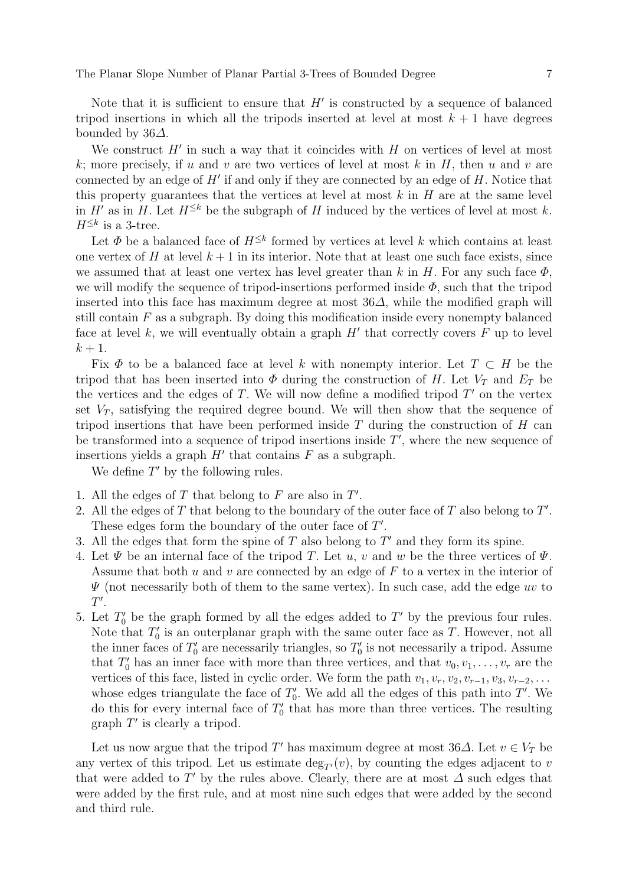Note that it is sufficient to ensure that $H'$ is constructed by a sequence of balanced tripod insertions in which all the tripods inserted at level at most $k+1$ have degrees bounded by $36\Delta$.

We construct $H'$ in such a way that it coincides with $H$ on vertices of level at most $k$; more precisely, if $u$ and $v$ are two vertices of level at most $k$ in $H$, then $u$ and $v$ are connected by an edge of $H'$ if and only if they are connected by an edge of $H$. Notice that this property guarantees that the vertices at level at most $k$ in $H$ are at the same level in $H'$ as in $H$. Let $H^{\leq k}$ be the subgraph of $H$ induced by the vertices of level at most $k$. $H^{\leq k}$ is a 3-tree.

Let $\Phi$ be a balanced face of $H^{\leq k}$ formed by vertices at level $k$ which contains at least one vertex of $H$ at level $k+1$ in its interior. Note that at least one such face exists, since we assumed that at least one vertex has level greater than $k$ in $H$. For any such face $\Phi$, we will modify the sequence of tripod-insertions performed inside $\Phi$, such that the tripod inserted into this face has maximum degree at most $36\Delta$, while the modified graph will still contain $F$ as a subgraph. By doing this modification inside every nonempty balanced face at level $k$, we will eventually obtain a graph $H'$ that correctly covers $F$ up to level $k+1$.

Fix $\Phi$ to be a balanced face at level $k$ with nonempty interior. Let $T \subset H$ be the tripod that has been inserted into $\Phi$ during the construction of $H$. Let $V_T$ and $E_T$ be the vertices and the edges of $T$. We will now define a modified tripod $T'$ on the vertex set $V_T$, satisfying the required degree bound. We will then show that the sequence of tripod insertions that have been performed inside $T$ during the construction of $H$ can be transformed into a sequence of tripod insertions inside $T'$, where the new sequence of insertions yields a graph $H'$ that contains $F$ as a subgraph.

We define $T'$ by the following rules.

1. All the edges of $T$ that belong to $F$ are also in $T'$.
2. All the edges of $T$ that belong to the boundary of the outer face of $T$ also belong to $T'$. These edges form the boundary of the outer face of $T'$.
3. All the edges that form the spine of $T$ also belong to $T'$ and they form its spine.
4. Let $\Psi$ be an internal face of the tripod $T$. Let $u$, $v$ and $w$ be the three vertices of $\Psi$. Assume that both $u$ and $v$ are connected by an edge of $F$ to a vertex in the interior of $\Psi$ (not necessarily both of them to the same vertex). In such case, add the edge $uv$ to $T'$.
5. Let $T'_0$ be the graph formed by all the edges added to $T'$ by the previous four rules. Note that $T'_0$ is an outerplanar graph with the same outer face as $T$. However, not all the inner faces of $T'_0$ are necessarily triangles, so $T'_0$ is not necessarily a tripod. Assume that $T'_0$ has an inner face with more than three vertices, and that $v_0, v_1, \dots, v_r$ are the vertices of this face, listed in cyclic order. We form the path $v_1, v_r, v_2, v_{r-1}, v_3, v_{r-2}, \dots$ whose edges triangulate the face of $T'_0$. We add all the edges of this path into $T'$. We do this for every internal face of $T'_0$ that has more than three vertices. The resulting graph $T'$ is clearly a tripod.

Let us now argue that the tripod $T'$ has maximum degree at most $36\Delta$. Let $v \in V_T$ be any vertex of this tripod. Let us estimate $\deg_{T'}(v)$, by counting the edges adjacent to $v$ that were added to $T'$ by the rules above. Clearly, there are at most $\Delta$ such edges that were added by the first rule, and at most nine such edges that were added by the second and third rule.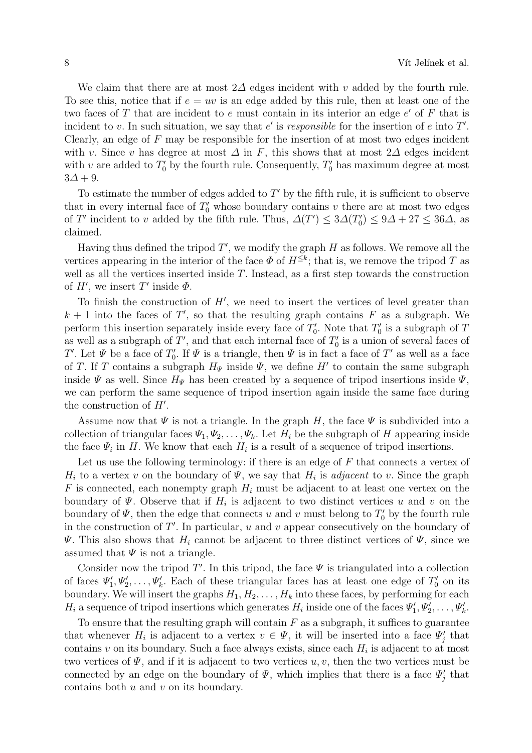We claim that there are at most $2\Delta$ edges incident with $v$ added by the fourth rule. To see this, notice that if $e = uv$ is an edge added by this rule, then at least one of the two faces of $T$ that are incident to $e$ must contain in its interior an edge $e'$ of $F$ that is incident to $v$. In such situation, we say that $e'$ is *responsible* for the insertion of $e$ into $T'$. Clearly, an edge of $F$ may be responsible for the insertion of at most two edges incident with $v$. Since $v$ has degree at most $\Delta$ in $F$, this shows that at most $2\Delta$ edges incident with $v$ are added to $T'_0$ by the fourth rule. Consequently, $T'_0$ has maximum degree at most $3\Delta + 9$.

To estimate the number of edges added to $T'$ by the fifth rule, it is sufficient to observe that in every internal face of $T'_0$ whose boundary contains $v$ there are at most two edges of $T'$ incident to $v$ added by the fifth rule. Thus, $\Delta(T') \leq 3\Delta(T'_0) \leq 9\Delta + 27 \leq 36\Delta$, as claimed.

Having thus defined the tripod $T'$, we modify the graph $H$ as follows. We remove all the vertices appearing in the interior of the face $\Phi$ of $H^{\leq k}$; that is, we remove the tripod $T$ as well as all the vertices inserted inside $T$. Instead, as a first step towards the construction of $H'$, we insert $T'$ inside $\Phi$.

To finish the construction of $H'$, we need to insert the vertices of level greater than $k+1$ into the faces of $T'$, so that the resulting graph contains $F$ as a subgraph. We perform this insertion separately inside every face of $T'_0$. Note that $T'_0$ is a subgraph of $T$ as well as a subgraph of $T'$, and that each internal face of $T'_0$ is a union of several faces of $T'$. Let $\Psi$ be a face of $T'_0$. If $\Psi$ is a triangle, then $\Psi$ is in fact a face of $T'$ as well as a face of $T$. If $T$ contains a subgraph $H_\Psi$ inside $\Psi$, we define $H'$ to contain the same subgraph inside $\Psi$ as well. Since $H_\Psi$ has been created by a sequence of tripod insertions inside $\Psi$, we can perform the same sequence of tripod insertion again inside the same face during the construction of $H'$.

Assume now that $\Psi$ is not a triangle. In the graph $H$, the face $\Psi$ is subdivided into a collection of triangular faces $\Psi_1, \Psi_2, \ldots, \Psi_k$. Let $H_i$ be the subgraph of $H$ appearing inside the face $\Psi_i$ in $H$. We know that each $H_i$ is a result of a sequence of tripod insertions.

Let us use the following terminology: if there is an edge of $F$ that connects a vertex of $H_i$ to a vertex $v$ on the boundary of $\Psi$, we say that $H_i$ is *adjacent* to $v$. Since the graph $F$ is connected, each nonempty graph $H_i$ must be adjacent to at least one vertex on the boundary of $\Psi$. Observe that if $H_i$ is adjacent to two distinct vertices $u$ and $v$ on the boundary of $\Psi$, then the edge that connects $u$ and $v$ must belong to $T'_0$ by the fourth rule in the construction of $T'$. In particular, $u$ and $v$ appear consecutively on the boundary of $\Psi$. This also shows that $H_i$ cannot be adjacent to three distinct vertices of $\Psi$, since we assumed that $\Psi$ is not a triangle.

Consider now the tripod $T'$. In this tripod, the face $\Psi$ is triangulated into a collection of faces $\Psi'_1, \Psi'_2, \ldots, \Psi'_k$. Each of these triangular faces has at least one edge of $T'_0$ on its boundary. We will insert the graphs $H_1, H_2, \ldots, H_k$ into these faces, by performing for each $H_i$ a sequence of tripod insertions which generates $H_i$ inside one of the faces $\Psi'_1, \Psi'_2, \ldots, \Psi'_k$.

To ensure that the resulting graph will contain $F$ as a subgraph, it suffices to guarantee that whenever $H_i$ is adjacent to a vertex $v \in \Psi$, it will be inserted into a face $\Psi'_j$ that contains $v$ on its boundary. Such a face always exists, since each $H_i$ is adjacent to at most two vertices of $\Psi$, and if it is adjacent to two vertices $u, v$, then the two vertices must be connected by an edge on the boundary of $\Psi$, which implies that there is a face $\Psi'_j$ that contains both $u$ and $v$ on its boundary.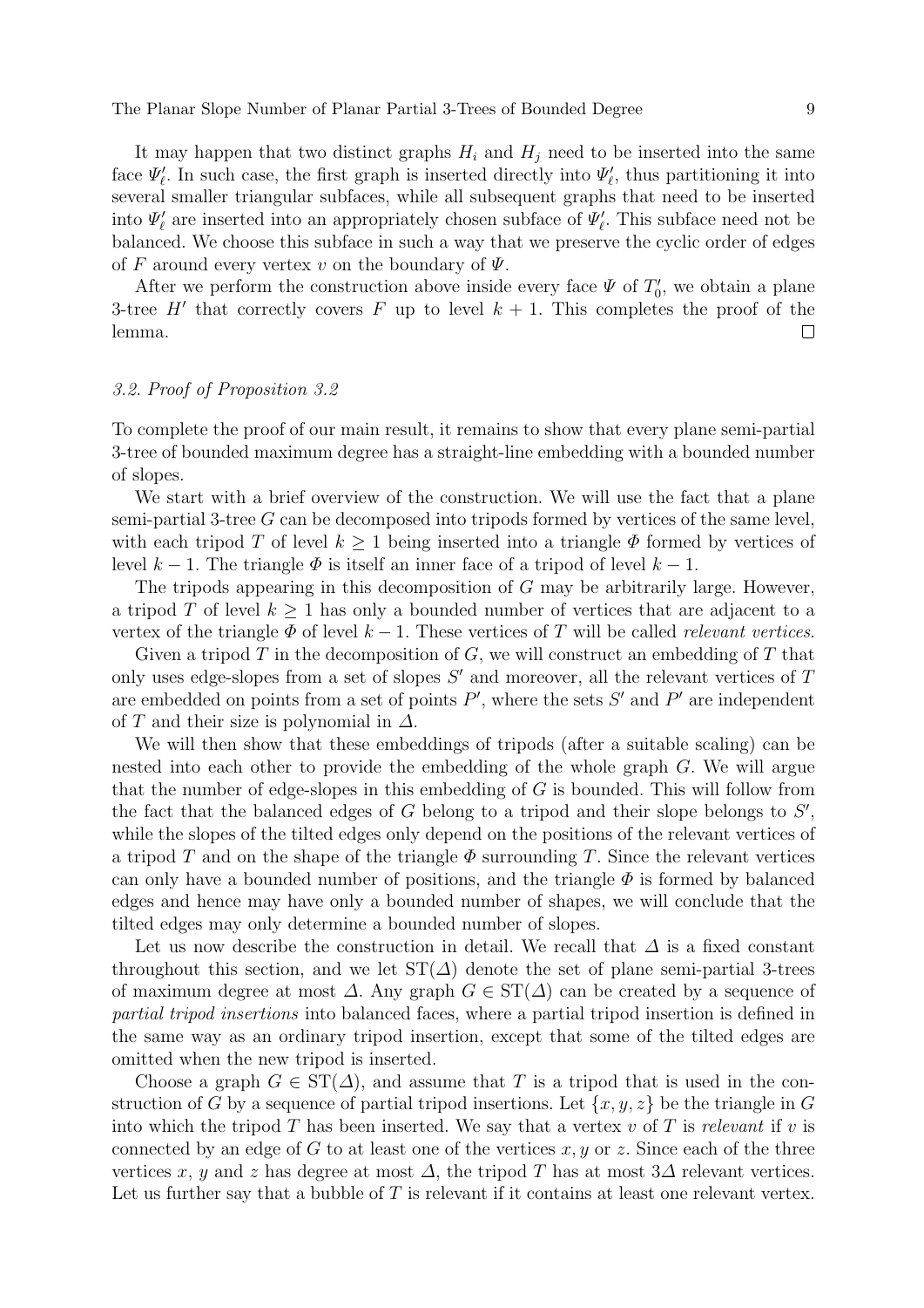It may happen that two distinct graphs $H_i$ and $H_j$ need to be inserted into the same face $\Psi'_\ell$. In such case, the first graph is inserted directly into $\Psi'_\ell$, thus partitioning it into several smaller triangular subfaces, while all subsequent graphs that need to be inserted into $\Psi'_\ell$ are inserted into an appropriately chosen subface of $\Psi'_\ell$. This subface need not be balanced. We choose this subface in such a way that we preserve the cyclic order of edges of $F$ around every vertex $v$ on the boundary of $\Psi$.

After we perform the construction above inside every face $\Psi$ of $T'_0$, we obtain a plane 3-tree $H'$ that correctly covers $F$ up to level $k+1$. This completes the proof of the lemma. □

### *3.2. Proof of Proposition 3.2*

To complete the proof of our main result, it remains to show that every plane semi-partial 3-tree of bounded maximum degree has a straight-line embedding with a bounded number of slopes.

We start with a brief overview of the construction. We will use the fact that a plane semi-partial 3-tree $G$ can be decomposed into tripods formed by vertices of the same level, with each tripod $T$ of level $k \geq 1$ being inserted into a triangle $\Phi$ formed by vertices of level $k-1$. The triangle $\Phi$ is itself an inner face of a tripod of level $k-1$.

The tripods appearing in this decomposition of $G$ may be arbitrarily large. However, a tripod $T$ of level $k \geq 1$ has only a bounded number of vertices that are adjacent to a vertex of the triangle $\Phi$ of level $k-1$. These vertices of $T$ will be called *relevant vertices*.

Given a tripod $T$ in the decomposition of $G$, we will construct an embedding of $T$ that only uses edge-slopes from a set of slopes $S'$ and moreover, all the relevant vertices of $T$ are embedded on points from a set of points $P'$, where the sets $S'$ and $P'$ are independent of $T$ and their size is polynomial in $\Delta$.

We will then show that these embeddings of tripods (after a suitable scaling) can be nested into each other to provide the embedding of the whole graph $G$. We will argue that the number of edge-slopes in this embedding of $G$ is bounded. This will follow from the fact that the balanced edges of $G$ belong to a tripod and their slope belongs to $S'$, while the slopes of the tilted edges only depend on the positions of the relevant vertices of a tripod $T$ and on the shape of the triangle $\Phi$ surrounding $T$. Since the relevant vertices can only have a bounded number of positions, and the triangle $\Phi$ is formed by balanced edges and hence may have only a bounded number of shapes, we will conclude that the tilted edges may only determine a bounded number of slopes.

Let us now describe the construction in detail. We recall that $\Delta$ is a fixed constant throughout this section, and we let $\mathrm{ST}(\Delta)$ denote the set of plane semi-partial 3-trees of maximum degree at most $\Delta$. Any graph $G \in \mathrm{ST}(\Delta)$ can be created by a sequence of *partial tripod insertions* into balanced faces, where a partial tripod insertion is defined in the same way as an ordinary tripod insertion, except that some of the tilted edges are omitted when the new tripod is inserted.

Choose a graph $G \in \mathrm{ST}(\Delta)$, and assume that $T$ is a tripod that is used in the construction of $G$ by a sequence of partial tripod insertions. Let $\{x, y, z\}$ be the triangle in $G$ into which the tripod $T$ has been inserted. We say that a vertex $v$ of $T$ is *relevant* if $v$ is connected by an edge of $G$ to at least one of the vertices $x, y$ or $z$. Since each of the three vertices $x$, $y$ and $z$ has degree at most $\Delta$, the tripod $T$ has at most $3\Delta$ relevant vertices. Let us further say that a bubble of $T$ is relevant if it contains at least one relevant vertex.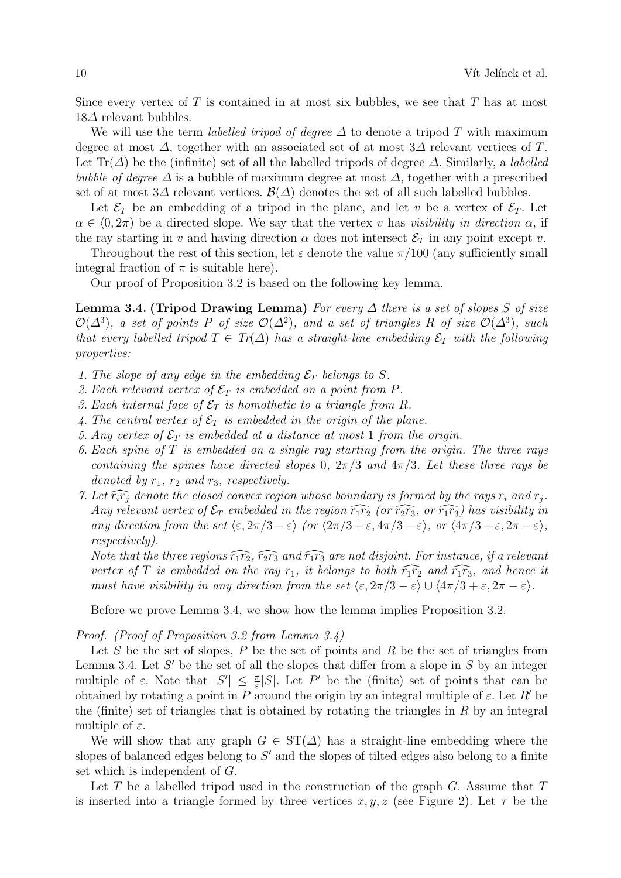Since every vertex of $T$ is contained in at most six bubbles, we see that $T$ has at most $18\Delta$ relevant bubbles.

We will use the term *labelled tripod of degree* $\Delta$ to denote a tripod $T$ with maximum degree at most $\Delta$, together with an associated set of at most $3\Delta$ relevant vertices of $T$. Let $\mathrm{Tr}(\Delta)$ be the (infinite) set of all the labelled tripods of degree $\Delta$. Similarly, a *labelled bubble of degree* $\Delta$ is a bubble of maximum degree at most $\Delta$, together with a prescribed set of at most $3\Delta$ relevant vertices. $\mathcal{B}(\Delta)$ denotes the set of all such labelled bubbles.

Let $\mathcal{E}_T$ be an embedding of a tripod in the plane, and let $v$ be a vertex of $\mathcal{E}_T$. Let $\alpha \in \langle 0, 2\pi)$ be a directed slope. We say that the vertex $v$ has *visibility in direction* $\alpha$, if the ray starting in $v$ and having direction $\alpha$ does not intersect $\mathcal{E}_T$ in any point except $v$.

Throughout the rest of this section, let $\varepsilon$ denote the value $\pi/100$ (any sufficiently small integral fraction of $\pi$ is suitable here).

Our proof of Proposition 3.2 is based on the following key lemma.

**Lemma 3.4. (Tripod Drawing Lemma)** *For every $\Delta$ there is a set of slopes $S$ of size $\mathcal{O}(\Delta^3)$, a set of points $P$ of size $\mathcal{O}(\Delta^2)$, and a set of triangles $R$ of size $\mathcal{O}(\Delta^3)$, such that every labelled tripod $T \in Tr(\Delta)$ has a straight-line embedding $\mathcal{E}_T$ with the following properties:*

1. *The slope of any edge in the embedding $\mathcal{E}_T$ belongs to $S$.*
2. *Each relevant vertex of $\mathcal{E}_T$ is embedded on a point from $P$.*
3. *Each internal face of $\mathcal{E}_T$ is homothetic to a triangle from $R$.*
4. *The central vertex of $\mathcal{E}_T$ is embedded in the origin of the plane.*
5. *Any vertex of $\mathcal{E}_T$ is embedded at a distance at most 1 from the origin.*
6. *Each spine of $T$ is embedded on a single ray starting from the origin. The three rays containing the spines have directed slopes $0$, $2\pi/3$ and $4\pi/3$. Let these three rays be denoted by $r_1$, $r_2$ and $r_3$, respectively.*
7. *Let $\widehat{r_ir_j}$ denote the closed convex region whose boundary is formed by the rays $r_i$ and $r_j$. Any relevant vertex of $\mathcal{E}_T$ embedded in the region $\widehat{r_1r_2}$ (or $\widehat{r_2r_3}$, or $\widehat{r_1r_3}$) has visibility in any direction from the set $\langle \varepsilon, 2\pi/3-\varepsilon\rangle$ (or $\langle 2\pi/3+\varepsilon, 4\pi/3-\varepsilon\rangle$, or $\langle 4\pi/3+\varepsilon, 2\pi-\varepsilon\rangle$, respectively).*
   *Note that the three regions $\widehat{r_1r_2}$, $\widehat{r_2r_3}$ and $\widehat{r_1r_3}$ are not disjoint. For instance, if a relevant vertex of $T$ is embedded on the ray $r_1$, it belongs to both $\widehat{r_1r_2}$ and $\widehat{r_1r_3}$, and hence it must have visibility in any direction from the set $\langle \varepsilon, 2\pi/3-\varepsilon\rangle \cup \langle 4\pi/3+\varepsilon, 2\pi-\varepsilon\rangle$.*

Before we prove Lemma 3.4, we show how the lemma implies Proposition 3.2.

*Proof. (Proof of Proposition 3.2 from Lemma 3.4)*

Let $S$ be the set of slopes, $P$ be the set of points and $R$ be the set of triangles from Lemma 3.4. Let $S'$ be the set of all the slopes that differ from a slope in $S$ by an integer multiple of $\varepsilon$. Note that $|S'| \leq \frac{\pi}{\varepsilon}|S|$. Let $P'$ be the (finite) set of points that can be obtained by rotating a point in $P$ around the origin by an integral multiple of $\varepsilon$. Let $R'$ be the (finite) set of triangles that is obtained by rotating the triangles in $R$ by an integral multiple of $\varepsilon$.

We will show that any graph $G \in \mathrm{ST}(\Delta)$ has a straight-line embedding where the slopes of balanced edges belong to $S'$ and the slopes of tilted edges also belong to a finite set which is independent of $G$.

Let $T$ be a labelled tripod used in the construction of the graph $G$. Assume that $T$ is inserted into a triangle formed by three vertices $x, y, z$ (see Figure 2). Let $\tau$ be the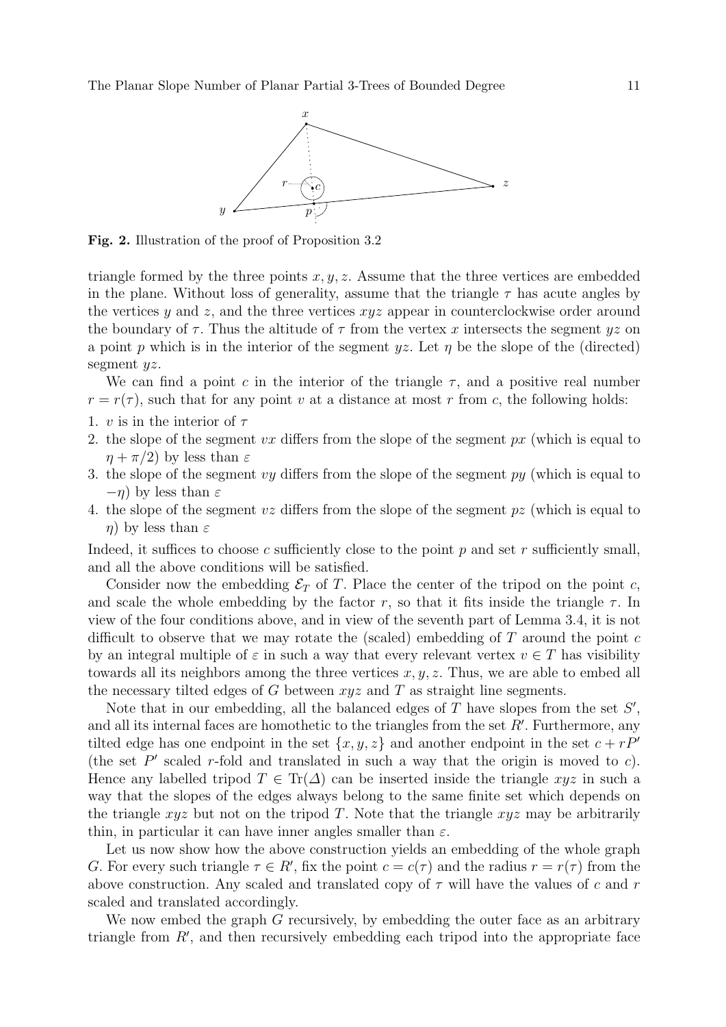**Fig. 2.** Illustration of the proof of Proposition 3.2

triangle formed by the three points $x, y, z$. Assume that the three vertices are embedded in the plane. Without loss of generality, assume that the triangle $\tau$ has acute angles by the vertices $y$ and $z$, and the three vertices $xyz$ appear in counterclockwise order around the boundary of $\tau$. Thus the altitude of $\tau$ from the vertex $x$ intersects the segment $yz$ on a point $p$ which is in the interior of the segment $yz$. Let $\eta$ be the slope of the (directed) segment $yz$.

We can find a point $c$ in the interior of the triangle $\tau$, and a positive real number $r = r(\tau)$, such that for any point $v$ at a distance at most $r$ from $c$, the following holds:

1. $v$ is in the interior of $\tau$
2. the slope of the segment $vx$ differs from the slope of the segment $px$ (which is equal to $\eta + \pi/2$) by less than $\varepsilon$
3. the slope of the segment $vy$ differs from the slope of the segment $py$ (which is equal to $-\eta$) by less than $\varepsilon$
4. the slope of the segment $vz$ differs from the slope of the segment $pz$ (which is equal to $\eta$) by less than $\varepsilon$

Indeed, it suffices to choose $c$ sufficiently close to the point $p$ and set $r$ sufficiently small, and all the above conditions will be satisfied.

Consider now the embedding $\mathcal{E}_T$ of $T$. Place the center of the tripod on the point $c$, and scale the whole embedding by the factor $r$, so that it fits inside the triangle $\tau$. In view of the four conditions above, and in view of the seventh part of Lemma 3.4, it is not difficult to observe that we may rotate the (scaled) embedding of $T$ around the point $c$ by an integral multiple of $\varepsilon$ in such a way that every relevant vertex $v \in T$ has visibility towards all its neighbors among the three vertices $x, y, z$. Thus, we are able to embed all the necessary tilted edges of $G$ between $xyz$ and $T$ as straight line segments.

Note that in our embedding, all the balanced edges of $T$ have slopes from the set $S'$, and all its internal faces are homothetic to the triangles from the set $R'$. Furthermore, any tilted edge has one endpoint in the set $\{x, y, z\}$ and another endpoint in the set $c + rP'$ (the set $P'$ scaled $r$-fold and translated in such a way that the origin is moved to $c$). Hence any labelled tripod $T \in \mathrm{Tr}(\Delta)$ can be inserted inside the triangle $xyz$ in such a way that the slopes of the edges always belong to the same finite set which depends on the triangle $xyz$ but not on the tripod $T$. Note that the triangle $xyz$ may be arbitrarily thin, in particular it can have inner angles smaller than $\varepsilon$.

Let us now show how the above construction yields an embedding of the whole graph $G$. For every such triangle $\tau \in R'$, fix the point $c = c(\tau)$ and the radius $r = r(\tau)$ from the above construction. Any scaled and translated copy of $\tau$ will have the values of $c$ and $r$ scaled and translated accordingly.

We now embed the graph $G$ recursively, by embedding the outer face as an arbitrary triangle from $R'$, and then recursively embedding each tripod into the appropriate face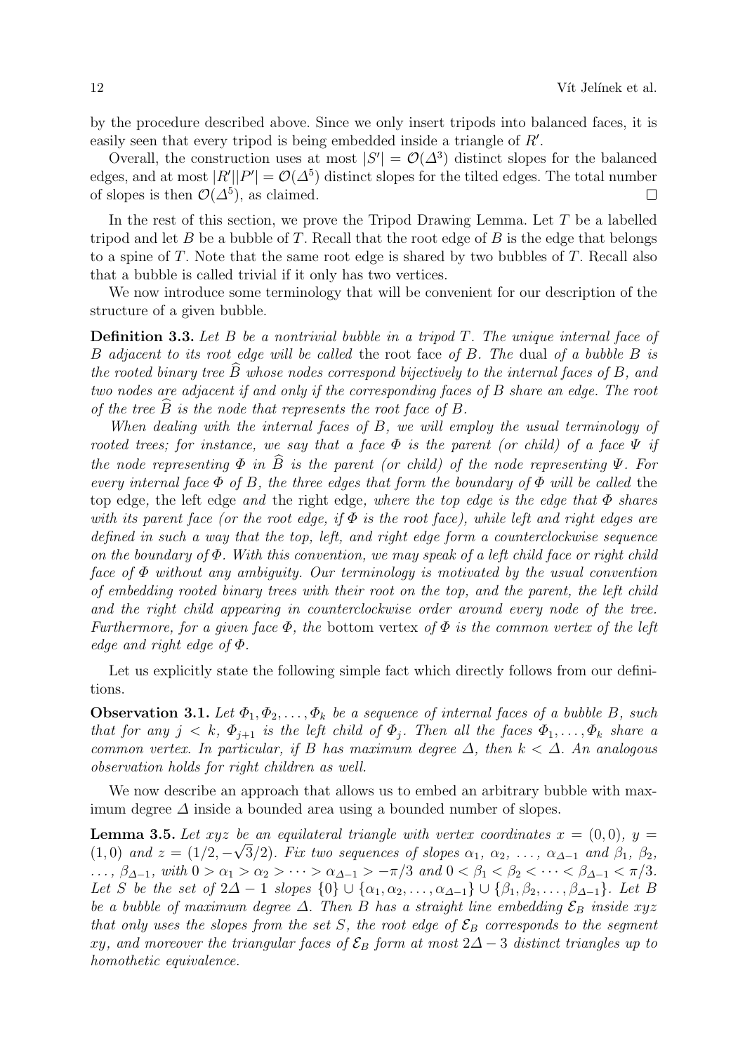by the procedure described above. Since we only insert tripods into balanced faces, it is easily seen that every tripod is being embedded inside a triangle of $R'$.

Overall, the construction uses at most $|S'| = \mathcal{O}(\Delta^3)$ distinct slopes for the balanced edges, and at most $|R'||P'| = \mathcal{O}(\Delta^5)$ distinct slopes for the tilted edges. The total number of slopes is then $\mathcal{O}(\Delta^5)$, as claimed. $\square$

In the rest of this section, we prove the Tripod Drawing Lemma. Let $T$ be a labelled tripod and let $B$ be a bubble of $T$. Recall that the root edge of $B$ is the edge that belongs to a spine of $T$. Note that the same root edge is shared by two bubbles of $T$. Recall also that a bubble is called trivial if it only has two vertices.

We now introduce some terminology that will be convenient for our description of the structure of a given bubble.

**Definition 3.3.** *Let $B$ be a nontrivial bubble in a tripod $T$. The unique internal face of $B$ adjacent to its root edge will be called* the root face *of $B$. The* dual *of a bubble $B$ is the rooted binary tree $\widehat{B}$ whose nodes correspond bijectively to the internal faces of $B$, and two nodes are adjacent if and only if the corresponding faces of $B$ share an edge. The root of the tree $\widehat{B}$ is the node that represents the root face of $B$.*

*When dealing with the internal faces of $B$, we will employ the usual terminology of rooted trees; for instance, we say that a face $\Phi$ is the parent (or child) of a face $\Psi$ if the node representing $\Phi$ in $\widehat{B}$ is the parent (or child) of the node representing $\Psi$. For every internal face $\Phi$ of $B$, the three edges that form the boundary of $\Phi$ will be called* the top edge*,* the left edge *and* the right edge*, where the top edge is the edge that $\Phi$ shares with its parent face (or the root edge, if $\Phi$ is the root face), while left and right edges are defined in such a way that the top, left, and right edge form a counterclockwise sequence on the boundary of $\Phi$. With this convention, we may speak of a left child face or right child face of $\Phi$ without any ambiguity. Our terminology is motivated by the usual convention of embedding rooted binary trees with their root on the top, and the parent, the left child and the right child appearing in counterclockwise order around every node of the tree. Furthermore, for a given face $\Phi$, the* bottom vertex *of $\Phi$ is the common vertex of the left edge and right edge of $\Phi$.*

Let us explicitly state the following simple fact which directly follows from our definitions.

**Observation 3.1.** *Let $\Phi_1, \Phi_2, \ldots, \Phi_k$ be a sequence of internal faces of a bubble $B$, such that for any $j < k$, $\Phi_{j+1}$ is the left child of $\Phi_j$. Then all the faces $\Phi_1, \ldots, \Phi_k$ share a common vertex. In particular, if $B$ has maximum degree $\Delta$, then $k < \Delta$. An analogous observation holds for right children as well.*

We now describe an approach that allows us to embed an arbitrary bubble with maximum degree $\Delta$ inside a bounded area using a bounded number of slopes.

**Lemma 3.5.** *Let $xyz$ be an equilateral triangle with vertex coordinates $x = (0, 0)$, $y = (1, 0)$ and $z = (1/2, -\sqrt{3}/2)$. Fix two sequences of slopes $\alpha_1, \alpha_2, \ldots, \alpha_{\Delta-1}$ and $\beta_1, \beta_2, \ldots, \beta_{\Delta-1}$, with $0 > \alpha_1 > \alpha_2 > \cdots > \alpha_{\Delta-1} > -\pi/3$ and $0 < \beta_1 < \beta_2 < \cdots < \beta_{\Delta-1} < \pi/3$. Let $S$ be the set of $2\Delta - 1$ slopes $\{0\} \cup \{\alpha_1, \alpha_2, \ldots, \alpha_{\Delta-1}\} \cup \{\beta_1, \beta_2, \ldots, \beta_{\Delta-1}\}$. Let $B$ be a bubble of maximum degree $\Delta$. Then $B$ has a straight line embedding $\mathcal{E}_B$ inside $xyz$ that only uses the slopes from the set $S$, the root edge of $\mathcal{E}_B$ corresponds to the segment $xy$, and moreover the triangular faces of $\mathcal{E}_B$ form at most $2\Delta - 3$ distinct triangles up to homothetic equivalence.*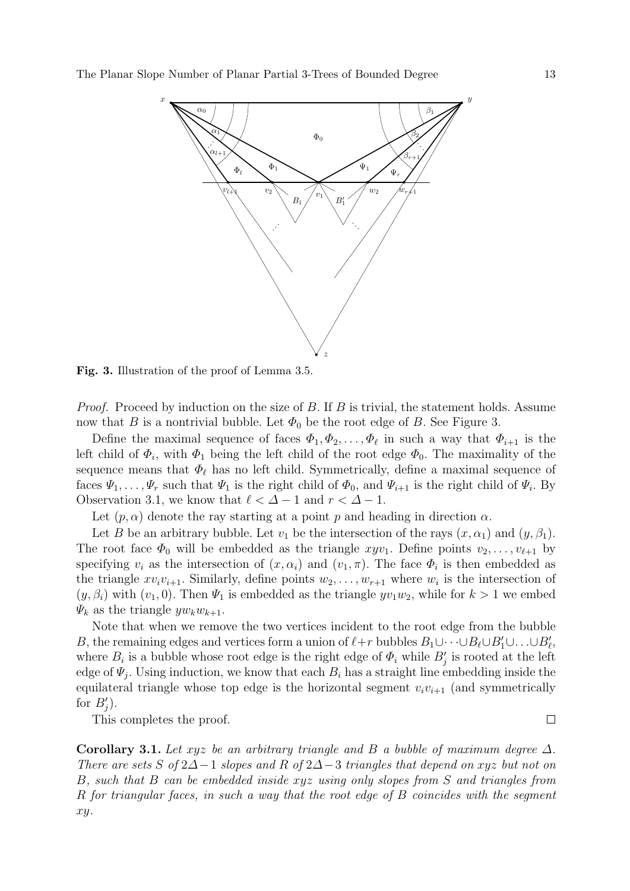**Fig. 3.** Illustration of the proof of Lemma 3.5.

*Proof.* Proceed by induction on the size of $B$. If $B$ is trivial, the statement holds. Assume now that $B$ is a nontrivial bubble. Let $\Phi_0$ be the root edge of $B$. See Figure 3.

Define the maximal sequence of faces $\Phi_1, \Phi_2, \ldots, \Phi_\ell$ in such a way that $\Phi_{i+1}$ is the left child of $\Phi_i$, with $\Phi_1$ being the left child of the root edge $\Phi_0$. The maximality of the sequence means that $\Phi_\ell$ has no left child. Symmetrically, define a maximal sequence of faces $\Psi_1, \ldots, \Psi_r$ such that $\Psi_1$ is the right child of $\Phi_0$, and $\Psi_{i+1}$ is the right child of $\Psi_i$. By Observation 3.1, we know that $\ell < \Delta - 1$ and $r < \Delta - 1$.

Let $(p, \alpha)$ denote the ray starting at a point $p$ and heading in direction $\alpha$.

Let $B$ be an arbitrary bubble. Let $v_1$ be the intersection of the rays $(x, \alpha_1)$ and $(y, \beta_1)$. The root face $\Phi_0$ will be embedded as the triangle $xyv_1$. Define points $v_2, \ldots, v_{\ell+1}$ by specifying $v_i$ as the intersection of $(x, \alpha_i)$ and $(v_1, \pi)$. The face $\Phi_i$ is then embedded as the triangle $xv_iv_{i+1}$. Similarly, define points $w_2, \ldots, w_{r+1}$ where $w_i$ is the intersection of $(y, \beta_i)$ with $(v_1, 0)$. Then $\Psi_1$ is embedded as the triangle $yv_1w_2$, while for $k > 1$ we embed $\Psi_k$ as the triangle $yw_kw_{k+1}$.

Note that when we remove the two vertices incident to the root edge from the bubble $B$, the remaining edges and vertices form a union of $\ell+r$ bubbles $B_1 \cup \cdots \cup B_\ell \cup B'_1 \cup \ldots \cup B'_\ell$, where $B_i$ is a bubble whose root edge is the right edge of $\Phi_i$ while $B'_j$ is rooted at the left edge of $\Psi_j$. Using induction, we know that each $B_i$ has a straight line embedding inside the equilateral triangle whose top edge is the horizontal segment $v_iv_{i+1}$ (and symmetrically for $B'_j$).

This completes the proof. $\square$

**Corollary 3.1.** *Let $xyz$ be an arbitrary triangle and $B$ a bubble of maximum degree $\Delta$. There are sets $S$ of $2\Delta-1$ slopes and $R$ of $2\Delta-3$ triangles that depend on $xyz$ but not on $B$, such that $B$ can be embedded inside $xyz$ using only slopes from $S$ and triangles from $R$ for triangular faces, in such a way that the root edge of $B$ coincides with the segment $xy$.*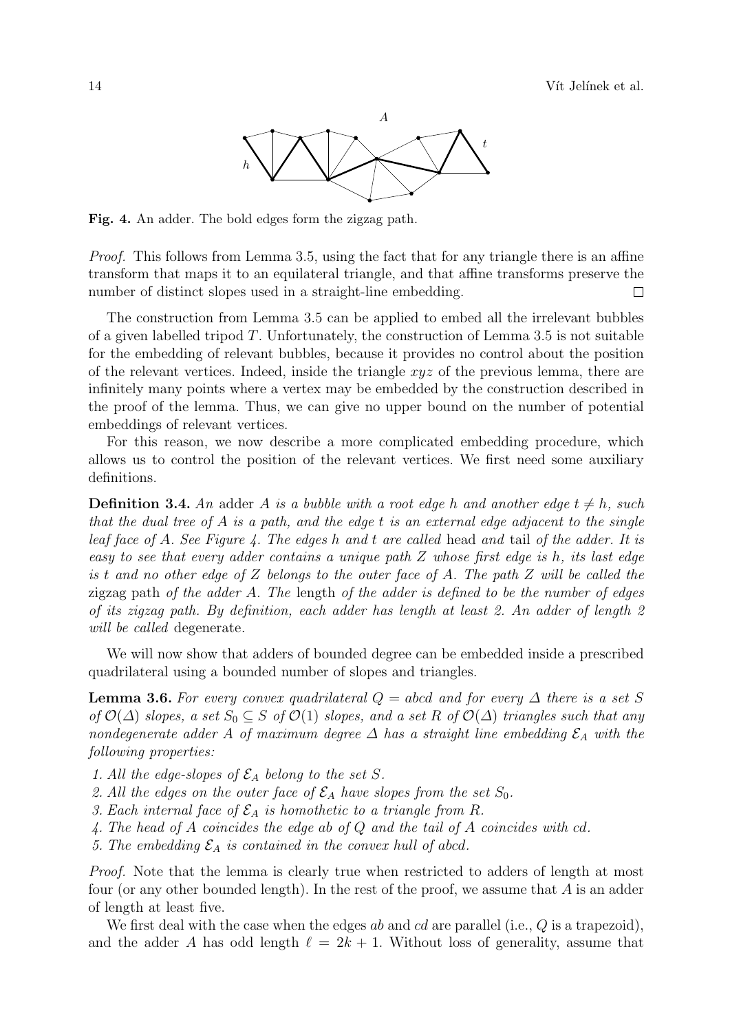**Fig. 4.** An adder. The bold edges form the zigzag path.

*Proof.* This follows from Lemma 3.5, using the fact that for any triangle there is an affine transform that maps it to an equilateral triangle, and that affine transforms preserve the number of distinct slopes used in a straight-line embedding. □

The construction from Lemma 3.5 can be applied to embed all the irrelevant bubbles of a given labelled tripod $T$. Unfortunately, the construction of Lemma 3.5 is not suitable for the embedding of relevant bubbles, because it provides no control about the position of the relevant vertices. Indeed, inside the triangle $xyz$ of the previous lemma, there are infinitely many points where a vertex may be embedded by the construction described in the proof of the lemma. Thus, we can give no upper bound on the number of potential embeddings of relevant vertices.

For this reason, we now describe a more complicated embedding procedure, which allows us to control the position of the relevant vertices. We first need some auxiliary definitions.

**Definition 3.4.** *An* adder $A$ *is a bubble with a root edge $h$ and another edge $t \neq h$, such that the dual tree of $A$ is a path, and the edge $t$ is an external edge adjacent to the single leaf face of $A$. See Figure 4. The edges $h$ and $t$ are called* head *and* tail *of the adder. It is easy to see that every adder contains a unique path $Z$ whose first edge is $h$, its last edge is $t$ and no other edge of $Z$ belongs to the outer face of $A$. The path $Z$ will be called the* zigzag path *of the adder $A$. The* length *of the adder is defined to be the number of edges of its zigzag path. By definition, each adder has length at least 2. An adder of length 2 will be called* degenerate.

We will now show that adders of bounded degree can be embedded inside a prescribed quadrilateral using a bounded number of slopes and triangles.

**Lemma 3.6.** *For every convex quadrilateral $Q = abcd$ and for every $\Delta$ there is a set $S$ of $\mathcal{O}(\Delta)$ slopes, a set $S_0 \subseteq S$ of $\mathcal{O}(1)$ slopes, and a set $R$ of $\mathcal{O}(\Delta)$ triangles such that any nondegenerate adder $A$ of maximum degree $\Delta$ has a straight line embedding $\mathcal{E}_A$ with the following properties:*

1. *All the edge-slopes of $\mathcal{E}_A$ belong to the set $S$.*
2. *All the edges on the outer face of $\mathcal{E}_A$ have slopes from the set $S_0$.*
3. *Each internal face of $\mathcal{E}_A$ is homothetic to a triangle from $R$.*
4. *The head of $A$ coincides the edge $ab$ of $Q$ and the tail of $A$ coincides with $cd$.*
5. *The embedding $\mathcal{E}_A$ is contained in the convex hull of $abcd$.*

*Proof.* Note that the lemma is clearly true when restricted to adders of length at most four (or any other bounded length). In the rest of the proof, we assume that $A$ is an adder of length at least five.

We first deal with the case when the edges $ab$ and $cd$ are parallel (i.e., $Q$ is a trapezoid), and the adder $A$ has odd length $\ell = 2k + 1$. Without loss of generality, assume that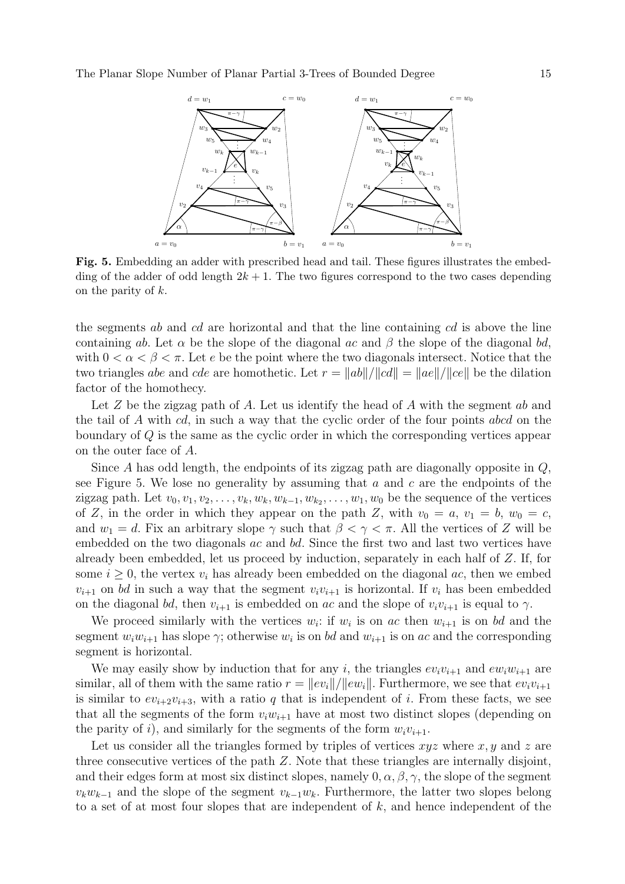**Fig. 5.** Embedding an adder with prescribed head and tail. These figures illustrates the embedding of the adder of odd length $2k+1$. The two figures correspond to the two cases depending on the parity of $k$.

the segments $ab$ and $cd$ are horizontal and that the line containing $cd$ is above the line containing $ab$. Let $\alpha$ be the slope of the diagonal $ac$ and $\beta$ the slope of the diagonal $bd$, with $0 < \alpha < \beta < \pi$. Let $e$ be the point where the two diagonals intersect. Notice that the two triangles $abe$ and $cde$ are homothetic. Let $r = \|ab\|/\|cd\| = \|ae\|/\|ce\|$ be the dilation factor of the homothecy.

Let $Z$ be the zigzag path of $A$. Let us identify the head of $A$ with the segment $ab$ and the tail of $A$ with $cd$, in such a way that the cyclic order of the four points $abcd$ on the boundary of $Q$ is the same as the cyclic order in which the corresponding vertices appear on the outer face of $A$.

Since $A$ has odd length, the endpoints of its zigzag path are diagonally opposite in $Q$, see Figure 5. We lose no generality by assuming that $a$ and $c$ are the endpoints of the zigzag path. Let $v_0, v_1, v_2, \ldots, v_k, w_k, w_{k-1}, w_{k_2}, \ldots, w_1, w_0$ be the sequence of the vertices of $Z$, in the order in which they appear on the path $Z$, with $v_0 = a$, $v_1 = b$, $w_0 = c$, and $w_1 = d$. Fix an arbitrary slope $\gamma$ such that $\beta < \gamma < \pi$. All the vertices of $Z$ will be embedded on the two diagonals $ac$ and $bd$. Since the first two and last two vertices have already been embedded, let us proceed by induction, separately in each half of $Z$. If, for some $i \geq 0$, the vertex $v_i$ has already been embedded on the diagonal $ac$, then we embed $v_{i+1}$ on $bd$ in such a way that the segment $v_i v_{i+1}$ is horizontal. If $v_i$ has been embedded on the diagonal $bd$, then $v_{i+1}$ is embedded on $ac$ and the slope of $v_i v_{i+1}$ is equal to $\gamma$.

We proceed similarly with the vertices $w_i$: if $w_i$ is on $ac$ then $w_{i+1}$ is on $bd$ and the segment $w_i w_{i+1}$ has slope $\gamma$; otherwise $w_i$ is on $bd$ and $w_{i+1}$ is on $ac$ and the corresponding segment is horizontal.

We may easily show by induction that for any $i$, the triangles $ev_i v_{i+1}$ and $ew_i w_{i+1}$ are similar, all of them with the same ratio $r = \|ev_i\|/\|ew_i\|$. Furthermore, we see that $ev_i v_{i+1}$ is similar to $ev_{i+2}v_{i+3}$, with a ratio $q$ that is independent of $i$. From these facts, we see that all the segments of the form $v_i w_{i+1}$ have at most two distinct slopes (depending on the parity of $i$), and similarly for the segments of the form $w_i v_{i+1}$.

Let us consider all the triangles formed by triples of vertices $xyz$ where $x, y$ and $z$ are three consecutive vertices of the path $Z$. Note that these triangles are internally disjoint, and their edges form at most six distinct slopes, namely $0, \alpha, \beta, \gamma$, the slope of the segment $v_k w_{k-1}$ and the slope of the segment $v_{k-1} w_k$. Furthermore, the latter two slopes belong to a set of at most four slopes that are independent of $k$, and hence independent of the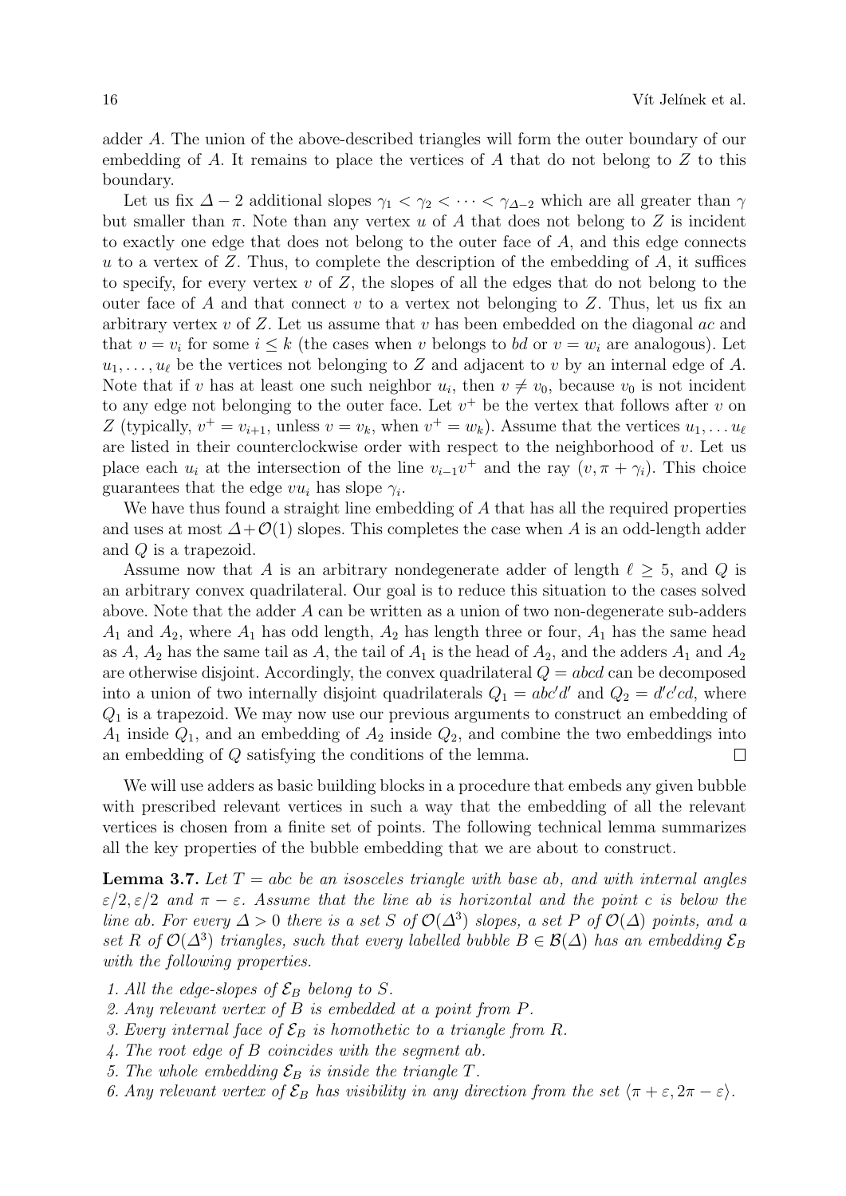adder $A$. The union of the above-described triangles will form the outer boundary of our embedding of $A$. It remains to place the vertices of $A$ that do not belong to $Z$ to this boundary.

Let us fix $\Delta - 2$ additional slopes $\gamma_1 < \gamma_2 < \cdots < \gamma_{\Delta-2}$ which are all greater than $\gamma$ but smaller than $\pi$. Note than any vertex $u$ of $A$ that does not belong to $Z$ is incident to exactly one edge that does not belong to the outer face of $A$, and this edge connects $u$ to a vertex of $Z$. Thus, to complete the description of the embedding of $A$, it suffices to specify, for every vertex $v$ of $Z$, the slopes of all the edges that do not belong to the outer face of $A$ and that connect $v$ to a vertex not belonging to $Z$. Thus, let us fix an arbitrary vertex $v$ of $Z$. Let us assume that $v$ has been embedded on the diagonal $ac$ and that $v = v_i$ for some $i \leq k$ (the cases when $v$ belongs to $bd$ or $v = w_i$ are analogous). Let $u_1, \ldots, u_\ell$ be the vertices not belonging to $Z$ and adjacent to $v$ by an internal edge of $A$. Note that if $v$ has at least one such neighbor $u_i$, then $v \neq v_0$, because $v_0$ is not incident to any edge not belonging to the outer face. Let $v^+$ be the vertex that follows after $v$ on $Z$ (typically, $v^+ = v_{i+1}$, unless $v = v_k$, when $v^+ = w_k$). Assume that the vertices $u_1, \ldots u_\ell$ are listed in their counterclockwise order with respect to the neighborhood of $v$. Let us place each $u_i$ at the intersection of the line $v_{i-1}v^+$ and the ray $(v, \pi + \gamma_i)$. This choice guarantees that the edge $vu_i$ has slope $\gamma_i$.

We have thus found a straight line embedding of $A$ that has all the required properties and uses at most $\Delta + \mathcal{O}(1)$ slopes. This completes the case when $A$ is an odd-length adder and $Q$ is a trapezoid.

Assume now that $A$ is an arbitrary nondegenerate adder of length $\ell \geq 5$, and $Q$ is an arbitrary convex quadrilateral. Our goal is to reduce this situation to the cases solved above. Note that the adder $A$ can be written as a union of two non-degenerate sub-adders $A_1$ and $A_2$, where $A_1$ has odd length, $A_2$ has length three or four, $A_1$ has the same head as $A$, $A_2$ has the same tail as $A$, the tail of $A_1$ is the head of $A_2$, and the adders $A_1$ and $A_2$ are otherwise disjoint. Accordingly, the convex quadrilateral $Q = abcd$ can be decomposed into a union of two internally disjoint quadrilaterals $Q_1 = abc'd'$ and $Q_2 = d'c'cd$, where $Q_1$ is a trapezoid. We may now use our previous arguments to construct an embedding of $A_1$ inside $Q_1$, and an embedding of $A_2$ inside $Q_2$, and combine the two embeddings into an embedding of $Q$ satisfying the conditions of the lemma. $\square$

We will use adders as basic building blocks in a procedure that embeds any given bubble with prescribed relevant vertices in such a way that the embedding of all the relevant vertices is chosen from a finite set of points. The following technical lemma summarizes all the key properties of the bubble embedding that we are about to construct.

**Lemma 3.7.** *Let $T = abc$ be an isosceles triangle with base $ab$, and with internal angles $\varepsilon/2, \varepsilon/2$ and $\pi - \varepsilon$. Assume that the line $ab$ is horizontal and the point $c$ is below the line $ab$. For every $\Delta > 0$ there is a set $S$ of $\mathcal{O}(\Delta^3)$ slopes, a set $P$ of $\mathcal{O}(\Delta)$ points, and a set $R$ of $\mathcal{O}(\Delta^3)$ triangles, such that every labelled bubble $B \in \mathcal{B}(\Delta)$ has an embedding $\mathcal{E}_B$ with the following properties.*

1. *All the edge-slopes of $\mathcal{E}_B$ belong to $S$.*
2. *Any relevant vertex of $B$ is embedded at a point from $P$.*
3. *Every internal face of $\mathcal{E}_B$ is homothetic to a triangle from $R$.*
4. *The root edge of $B$ coincides with the segment $ab$.*
5. *The whole embedding $\mathcal{E}_B$ is inside the triangle $T$.*
6. *Any relevant vertex of $\mathcal{E}_B$ has visibility in any direction from the set $\langle \pi + \varepsilon, 2\pi - \varepsilon \rangle$.*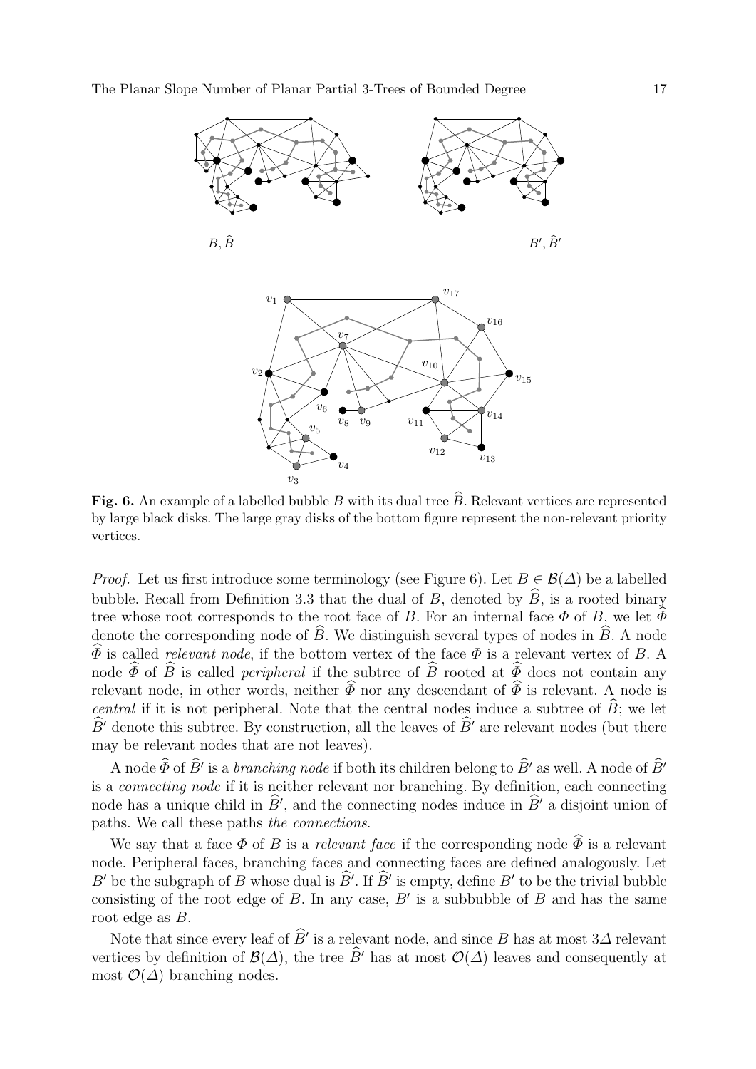**Fig. 6.** An example of a labelled bubble $B$ with its dual tree $\widehat{B}$. Relevant vertices are represented by large black disks. The large gray disks of the bottom figure represent the non-relevant priority vertices.

*Proof.* Let us first introduce some terminology (see Figure 6). Let $B \in \mathcal{B}(\Delta)$ be a labelled bubble. Recall from Definition 3.3 that the dual of $B$, denoted by $\widehat{B}$, is a rooted binary tree whose root corresponds to the root face of $B$. For an internal face $\Phi$ of $B$, we let $\widehat{\Phi}$ denote the corresponding node of $\widehat{B}$. We distinguish several types of nodes in $\widehat{B}$. A node $\widehat{\Phi}$ is called *relevant node*, if the bottom vertex of the face $\Phi$ is a relevant vertex of $B$. A node $\widehat{\Phi}$ of $\widehat{B}$ is called *peripheral* if the subtree of $\widehat{B}$ rooted at $\widehat{\Phi}$ does not contain any relevant node, in other words, neither $\widehat{\Phi}$ nor any descendant of $\widehat{\Phi}$ is relevant. A node is *central* if it is not peripheral. Note that the central nodes induce a subtree of $\widehat{B}$; we let $\widehat{B}'$ denote this subtree. By construction, all the leaves of $\widehat{B}'$ are relevant nodes (but there may be relevant nodes that are not leaves).

A node $\widehat{\Phi}$ of $\widehat{B}'$ is a *branching node* if both its children belong to $\widehat{B}'$ as well. A node of $\widehat{B}'$ is a *connecting node* if it is neither relevant nor branching. By definition, each connecting node has a unique child in $\widehat{B}'$, and the connecting nodes induce in $\widehat{B}'$ a disjoint union of paths. We call these paths *the connections*.

We say that a face $\Phi$ of $B$ is a *relevant face* if the corresponding node $\widehat{\Phi}$ is a relevant node. Peripheral faces, branching faces and connecting faces are defined analogously. Let $B'$ be the subgraph of $B$ whose dual is $\widehat{B}'$. If $\widehat{B}'$ is empty, define $B'$ to be the trivial bubble consisting of the root edge of $B$. In any case, $B'$ is a subbubble of $B$ and has the same root edge as $B$.

Note that since every leaf of $\widehat{B}'$ is a relevant node, and since $B$ has at most $3\Delta$ relevant vertices by definition of $\mathcal{B}(\Delta)$, the tree $\widehat{B}'$ has at most $\mathcal{O}(\Delta)$ leaves and consequently at most $\mathcal{O}(\Delta)$ branching nodes.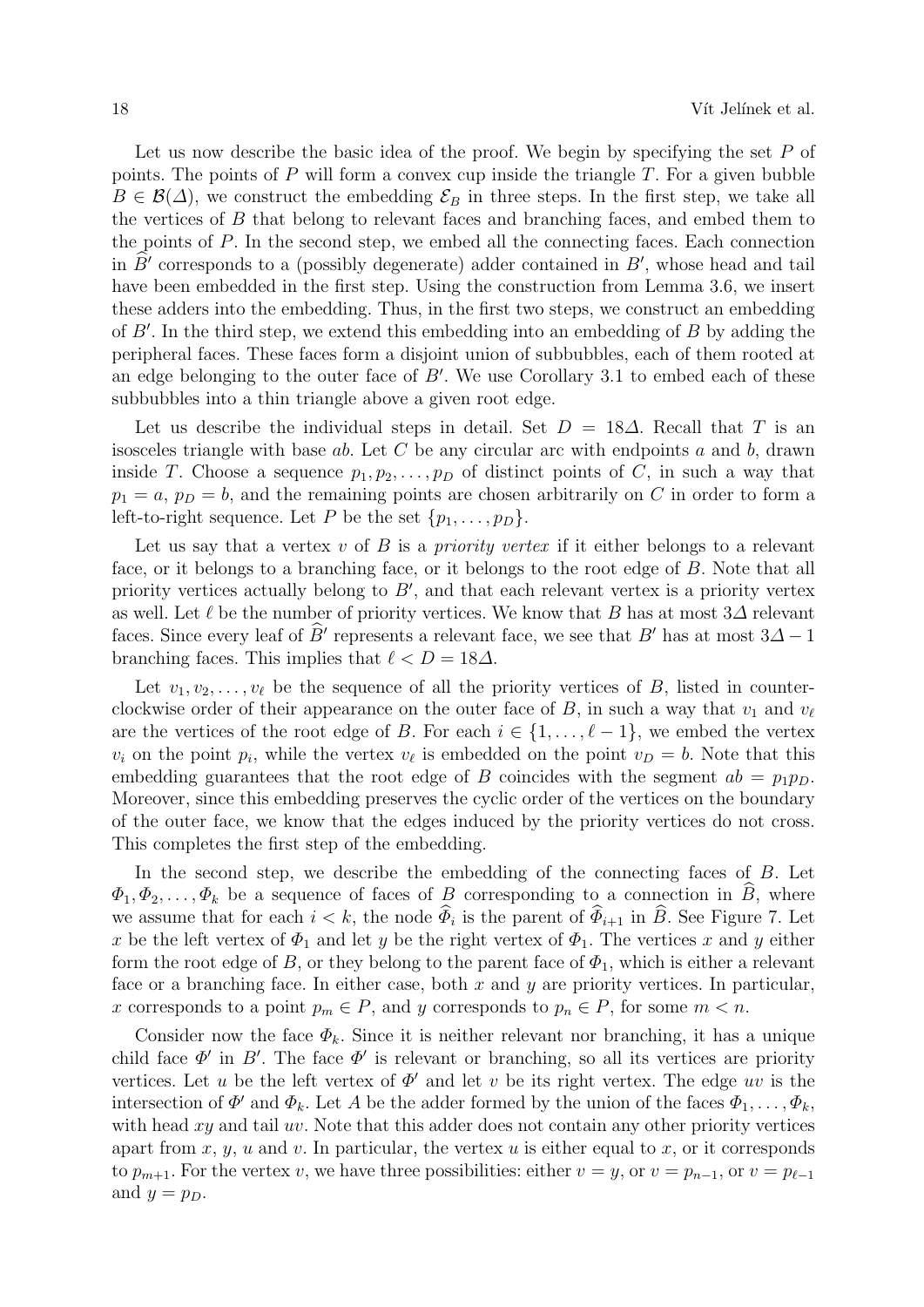Let us now describe the basic idea of the proof. We begin by specifying the set $P$ of points. The points of $P$ will form a convex cup inside the triangle $T$. For a given bubble $B \in \mathcal{B}(\Delta)$, we construct the embedding $\mathcal{E}_B$ in three steps. In the first step, we take all the vertices of $B$ that belong to relevant faces and branching faces, and embed them to the points of $P$. In the second step, we embed all the connecting faces. Each connection in $\widehat{B}'$ corresponds to a (possibly degenerate) adder contained in $B'$, whose head and tail have been embedded in the first step. Using the construction from Lemma 3.6, we insert these adders into the embedding. Thus, in the first two steps, we construct an embedding of $B'$. In the third step, we extend this embedding into an embedding of $B$ by adding the peripheral faces. These faces form a disjoint union of subbubbles, each of them rooted at an edge belonging to the outer face of $B'$. We use Corollary 3.1 to embed each of these subbubbles into a thin triangle above a given root edge.

Let us describe the individual steps in detail. Set $D = 18\Delta$. Recall that $T$ is an isosceles triangle with base $ab$. Let $C$ be any circular arc with endpoints $a$ and $b$, drawn inside $T$. Choose a sequence $p_1, p_2, \ldots, p_D$ of distinct points of $C$, in such a way that $p_1 = a$, $p_D = b$, and the remaining points are chosen arbitrarily on $C$ in order to form a left-to-right sequence. Let $P$ be the set $\{p_1, \ldots, p_D\}$.

Let us say that a vertex $v$ of $B$ is a *priority vertex* if it either belongs to a relevant face, or it belongs to a branching face, or it belongs to the root edge of $B$. Note that all priority vertices actually belong to $B'$, and that each relevant vertex is a priority vertex as well. Let $\ell$ be the number of priority vertices. We know that $B$ has at most $3\Delta$ relevant faces. Since every leaf of $\widehat{B}'$ represents a relevant face, we see that $B'$ has at most $3\Delta - 1$ branching faces. This implies that $\ell < D = 18\Delta$.

Let $v_1, v_2, \ldots, v_\ell$ be the sequence of all the priority vertices of $B$, listed in counterclockwise order of their appearance on the outer face of $B$, in such a way that $v_1$ and $v_\ell$ are the vertices of the root edge of $B$. For each $i \in \{1, \ldots, \ell - 1\}$, we embed the vertex $v_i$ on the point $p_i$, while the vertex $v_\ell$ is embedded on the point $v_D = b$. Note that this embedding guarantees that the root edge of $B$ coincides with the segment $ab = p_1 p_D$. Moreover, since this embedding preserves the cyclic order of the vertices on the boundary of the outer face, we know that the edges induced by the priority vertices do not cross. This completes the first step of the embedding.

In the second step, we describe the embedding of the connecting faces of $B$. Let $\Phi_1, \Phi_2, \ldots, \Phi_k$ be a sequence of faces of $B$ corresponding to a connection in $\widehat{B}$, where we assume that for each $i < k$, the node $\widehat{\Phi}_i$ is the parent of $\widehat{\Phi}_{i+1}$ in $\widehat{B}$. See Figure 7. Let $x$ be the left vertex of $\Phi_1$ and let $y$ be the right vertex of $\Phi_1$. The vertices $x$ and $y$ either form the root edge of $B$, or they belong to the parent face of $\Phi_1$, which is either a relevant face or a branching face. In either case, both $x$ and $y$ are priority vertices. In particular, $x$ corresponds to a point $p_m \in P$, and $y$ corresponds to $p_n \in P$, for some $m < n$.

Consider now the face $\Phi_k$. Since it is neither relevant nor branching, it has a unique child face $\Phi'$ in $B'$. The face $\Phi'$ is relevant or branching, so all its vertices are priority vertices. Let $u$ be the left vertex of $\Phi'$ and let $v$ be its right vertex. The edge $uv$ is the intersection of $\Phi'$ and $\Phi_k$. Let $A$ be the adder formed by the union of the faces $\Phi_1, \ldots, \Phi_k$, with head $xy$ and tail $uv$. Note that this adder does not contain any other priority vertices apart from $x$, $y$, $u$ and $v$. In particular, the vertex $u$ is either equal to $x$, or it corresponds to $p_{m+1}$. For the vertex $v$, we have three possibilities: either $v = y$, or $v = p_{n-1}$, or $v = p_{\ell-1}$ and $y = p_D$.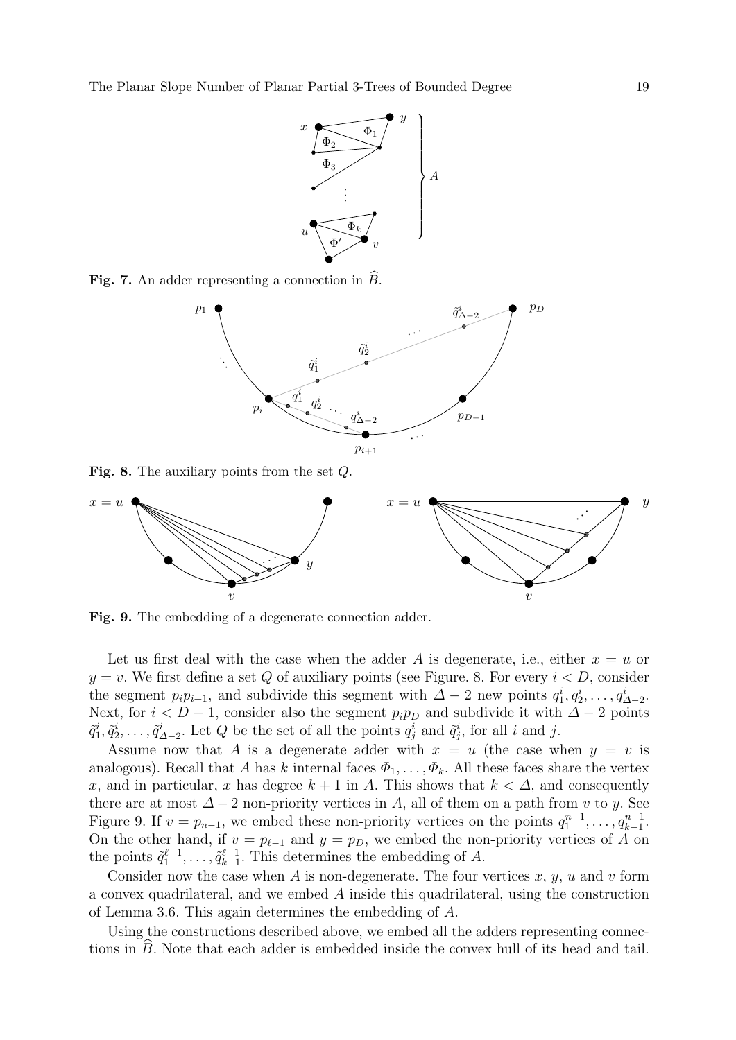**Fig. 7.** An adder representing a connection in $\widehat{B}$.

**Fig. 8.** The auxiliary points from the set $Q$.

**Fig. 9.** The embedding of a degenerate connection adder.

Let us first deal with the case when the adder $A$ is degenerate, i.e., either $x = u$ or $y = v$. We first define a set $Q$ of auxiliary points (see Figure. 8. For every $i < D$, consider the segment $p_i p_{i+1}$, and subdivide this segment with $\Delta - 2$ new points $q^i_1, q^i_2, \ldots, q^i_{\Delta-2}$. Next, for $i < D - 1$, consider also the segment $p_i p_D$ and subdivide it with $\Delta - 2$ points $\tilde{q}^i_1, \tilde{q}^i_2, \ldots, \tilde{q}^i_{\Delta-2}$. Let $Q$ be the set of all the points $q^i_j$ and $\tilde{q}^i_j$, for all $i$ and $j$.

Assume now that $A$ is a degenerate adder with $x = u$ (the case when $y = v$ is analogous). Recall that $A$ has $k$ internal faces $\Phi_1, \ldots, \Phi_k$. All these faces share the vertex $x$, and in particular, $x$ has degree $k + 1$ in $A$. This shows that $k < \Delta$, and consequently there are at most $\Delta - 2$ non-priority vertices in $A$, all of them on a path from $v$ to $y$. See Figure 9. If $v = p_{n-1}$, we embed these non-priority vertices on the points $q^{n-1}_1, \ldots, q^{n-1}_{k-1}$. On the other hand, if $v = p_{\ell-1}$ and $y = p_D$, we embed the non-priority vertices of $A$ on the points $\tilde{q}^{\ell-1}_1, \ldots, \tilde{q}^{\ell-1}_{k-1}$. This determines the embedding of $A$.

Consider now the case when $A$ is non-degenerate. The four vertices $x$, $y$, $u$ and $v$ form a convex quadrilateral, and we embed $A$ inside this quadrilateral, using the construction of Lemma 3.6. This again determines the embedding of $A$.

Using the constructions described above, we embed all the adders representing connections in $\widehat{B}$. Note that each adder is embedded inside the convex hull of its head and tail.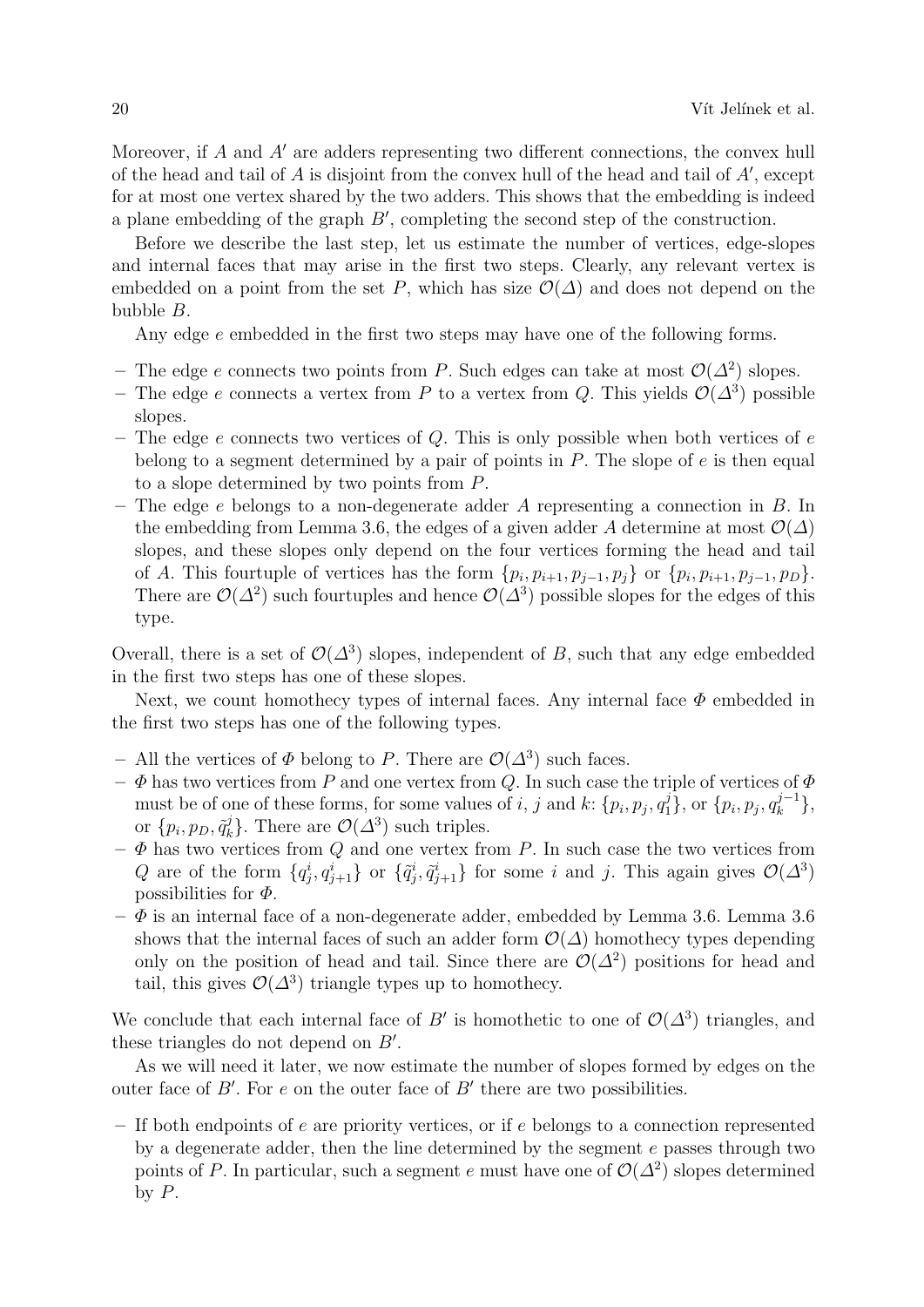Moreover, if $A$ and $A'$ are adders representing two different connections, the convex hull of the head and tail of $A$ is disjoint from the convex hull of the head and tail of $A'$, except for at most one vertex shared by the two adders. This shows that the embedding is indeed a plane embedding of the graph $B'$, completing the second step of the construction.

Before we describe the last step, let us estimate the number of vertices, edge-slopes and internal faces that may arise in the first two steps. Clearly, any relevant vertex is embedded on a point from the set $P$, which has size $\mathcal{O}(\Delta)$ and does not depend on the bubble $B$.

Any edge $e$ embedded in the first two steps may have one of the following forms.

- The edge $e$ connects two points from $P$. Such edges can take at most $\mathcal{O}(\Delta^2)$ slopes.
- The edge $e$ connects a vertex from $P$ to a vertex from $Q$. This yields $\mathcal{O}(\Delta^3)$ possible slopes.
- The edge $e$ connects two vertices of $Q$. This is only possible when both vertices of $e$ belong to a segment determined by a pair of points in $P$. The slope of $e$ is then equal to a slope determined by two points from $P$.
- The edge $e$ belongs to a non-degenerate adder $A$ representing a connection in $B$. In the embedding from Lemma 3.6, the edges of a given adder $A$ determine at most $\mathcal{O}(\Delta)$ slopes, and these slopes only depend on the four vertices forming the head and tail of $A$. This fourtuple of vertices has the form $\{p_i, p_{i+1}, p_{j-1}, p_j\}$ or $\{p_i, p_{i+1}, p_{j-1}, p_D\}$. There are $\mathcal{O}(\Delta^2)$ such fourtuples and hence $\mathcal{O}(\Delta^3)$ possible slopes for the edges of this type.

Overall, there is a set of $\mathcal{O}(\Delta^3)$ slopes, independent of $B$, such that any edge embedded in the first two steps has one of these slopes.

Next, we count homothecy types of internal faces. Any internal face $\Phi$ embedded in the first two steps has one of the following types.

- All the vertices of $\Phi$ belong to $P$. There are $\mathcal{O}(\Delta^3)$ such faces.
- $\Phi$ has two vertices from $P$ and one vertex from $Q$. In such case the triple of vertices of $\Phi$ must be of one of these forms, for some values of $i$, $j$ and $k$: $\{p_i, p_j, q_1^j\}$, or $\{p_i, p_j, q_k^{j-1}\}$, or $\{p_i, p_D, \tilde{q}_k^j\}$. There are $\mathcal{O}(\Delta^3)$ such triples.
- $\Phi$ has two vertices from $Q$ and one vertex from $P$. In such case the two vertices from $Q$ are of the form $\{q_j^i, q_{j+1}^i\}$ or $\{\tilde{q}_j^i, \tilde{q}_{j+1}^i\}$ for some $i$ and $j$. This again gives $\mathcal{O}(\Delta^3)$ possibilities for $\Phi$.
- $\Phi$ is an internal face of a non-degenerate adder, embedded by Lemma 3.6. Lemma 3.6 shows that the internal faces of such an adder form $\mathcal{O}(\Delta)$ homothecy types depending only on the position of head and tail. Since there are $\mathcal{O}(\Delta^2)$ positions for head and tail, this gives $\mathcal{O}(\Delta^3)$ triangle types up to homothecy.

We conclude that each internal face of $B'$ is homothetic to one of $\mathcal{O}(\Delta^3)$ triangles, and these triangles do not depend on $B'$.

As we will need it later, we now estimate the number of slopes formed by edges on the outer face of $B'$. For $e$ on the outer face of $B'$ there are two possibilities.

- If both endpoints of $e$ are priority vertices, or if $e$ belongs to a connection represented by a degenerate adder, then the line determined by the segment $e$ passes through two points of $P$. In particular, such a segment $e$ must have one of $\mathcal{O}(\Delta^2)$ slopes determined by $P$.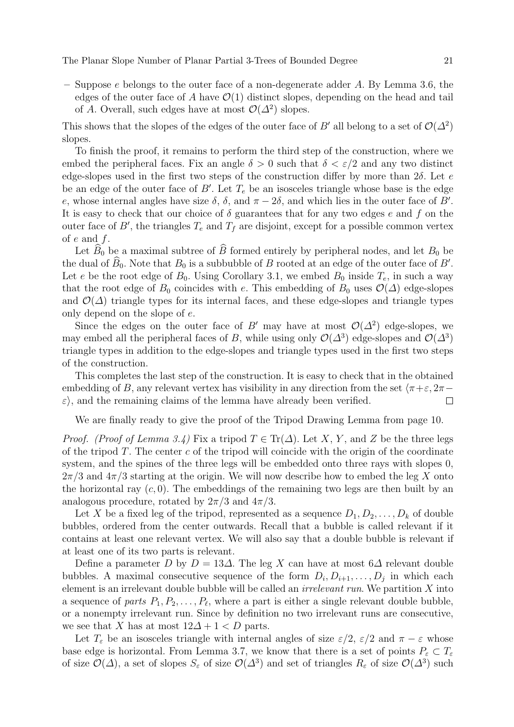– Suppose $e$ belongs to the outer face of a non-degenerate adder $A$. By Lemma 3.6, the edges of the outer face of $A$ have $\mathcal{O}(1)$ distinct slopes, depending on the head and tail of $A$. Overall, such edges have at most $\mathcal{O}(\Delta^2)$ slopes.

This shows that the slopes of the edges of the outer face of $B'$ all belong to a set of $\mathcal{O}(\Delta^2)$ slopes.

To finish the proof, it remains to perform the third step of the construction, where we embed the peripheral faces. Fix an angle $\delta > 0$ such that $\delta < \varepsilon/2$ and any two distinct edge-slopes used in the first two steps of the construction differ by more than $2\delta$. Let $e$ be an edge of the outer face of $B'$. Let $T_e$ be an isosceles triangle whose base is the edge $e$, whose internal angles have size $\delta$, $\delta$, and $\pi - 2\delta$, and which lies in the outer face of $B'$. It is easy to check that our choice of $\delta$ guarantees that for any two edges $e$ and $f$ on the outer face of $B'$, the triangles $T_e$ and $T_f$ are disjoint, except for a possible common vertex of $e$ and $f$.

Let $\widehat{B}_0$ be a maximal subtree of $\widehat{B}$ formed entirely by peripheral nodes, and let $B_0$ be the dual of $\widehat{B}_0$. Note that $B_0$ is a subbubble of $B$ rooted at an edge of the outer face of $B'$. Let $e$ be the root edge of $B_0$. Using Corollary 3.1, we embed $B_0$ inside $T_e$, in such a way that the root edge of $B_0$ coincides with $e$. This embedding of $B_0$ uses $\mathcal{O}(\Delta)$ edge-slopes and $\mathcal{O}(\Delta)$ triangle types for its internal faces, and these edge-slopes and triangle types only depend on the slope of $e$.

Since the edges on the outer face of $B'$ may have at most $\mathcal{O}(\Delta^2)$ edge-slopes, we may embed all the peripheral faces of $B$, while using only $\mathcal{O}(\Delta^3)$ edge-slopes and $\mathcal{O}(\Delta^3)$ triangle types in addition to the edge-slopes and triangle types used in the first two steps of the construction.

This completes the last step of the construction. It is easy to check that in the obtained embedding of $B$, any relevant vertex has visibility in any direction from the set $\langle \pi + \varepsilon, 2\pi - \varepsilon \rangle$, and the remaining claims of the lemma have already been verified. $\square$

We are finally ready to give the proof of the Tripod Drawing Lemma from page 10.

*Proof. (Proof of Lemma 3.4)* Fix a tripod $T \in \mathrm{Tr}(\Delta)$. Let $X$, $Y$, and $Z$ be the three legs of the tripod $T$. The center $c$ of the tripod will coincide with the origin of the coordinate system, and the spines of the three legs will be embedded onto three rays with slopes 0, $2\pi/3$ and $4\pi/3$ starting at the origin. We will now describe how to embed the leg $X$ onto the horizontal ray $(c, 0)$. The embeddings of the remaining two legs are then built by an analogous procedure, rotated by $2\pi/3$ and $4\pi/3$.

Let $X$ be a fixed leg of the tripod, represented as a sequence $D_1, D_2, \dots, D_k$ of double bubbles, ordered from the center outwards. Recall that a bubble is called relevant if it contains at least one relevant vertex. We will also say that a double bubble is relevant if at least one of its two parts is relevant.

Define a parameter $D$ by $D = 13\Delta$. The leg $X$ can have at most $6\Delta$ relevant double bubbles. A maximal consecutive sequence of the form $D_i, D_{i+1}, \dots, D_j$ in which each element is an irrelevant double bubble will be called an *irrelevant run*. We partition $X$ into a sequence of *parts* $P_1, P_2, \dots, P_\ell$, where a part is either a single relevant double bubble, or a nonempty irrelevant run. Since by definition no two irrelevant runs are consecutive, we see that $X$ has at most $12\Delta + 1 < D$ parts.

Let $T_\varepsilon$ be an isosceles triangle with internal angles of size $\varepsilon/2$, $\varepsilon/2$ and $\pi - \varepsilon$ whose base edge is horizontal. From Lemma 3.7, we know that there is a set of points $P_\varepsilon \subset T_\varepsilon$ of size $\mathcal{O}(\Delta)$, a set of slopes $S_\varepsilon$ of size $\mathcal{O}(\Delta^3)$ and set of triangles $R_\varepsilon$ of size $\mathcal{O}(\Delta^3)$ such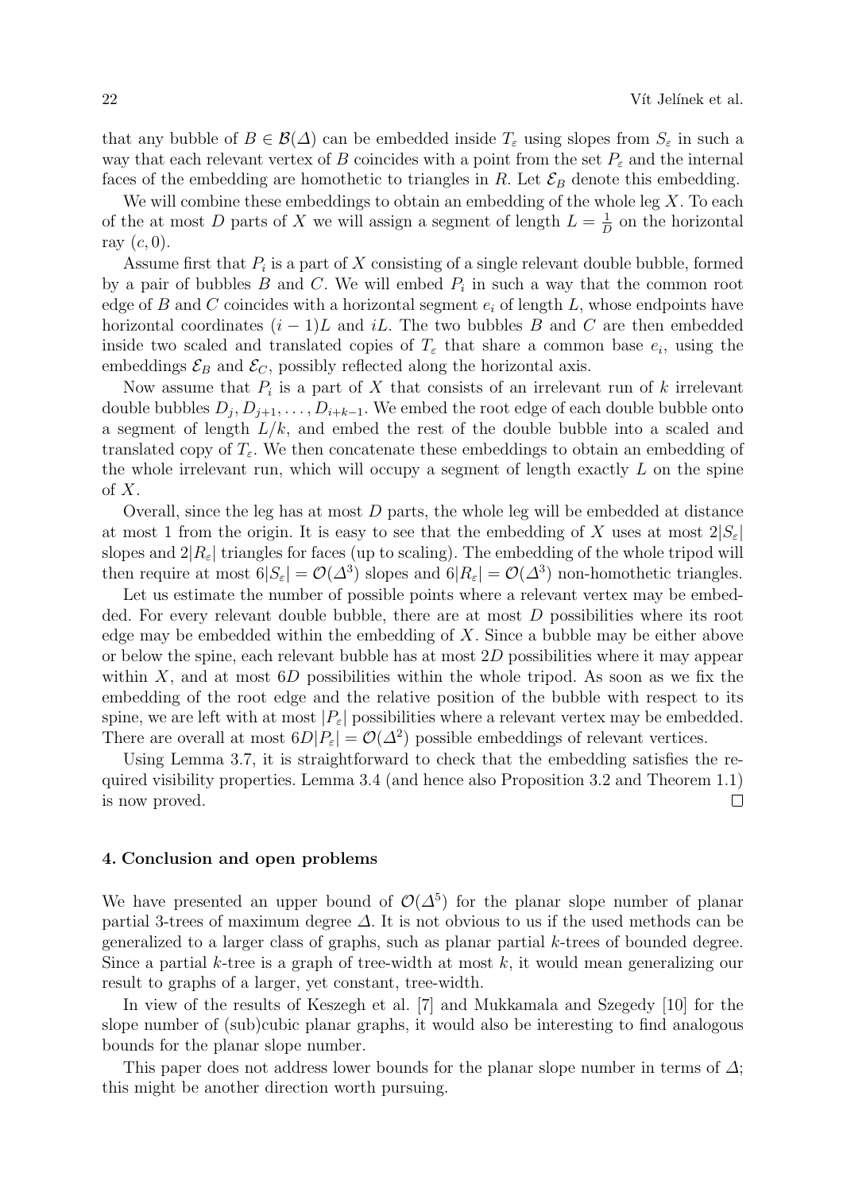that any bubble of $B \in \mathcal{B}(\Delta)$ can be embedded inside $T_\varepsilon$ using slopes from $S_\varepsilon$ in such a way that each relevant vertex of $B$ coincides with a point from the set $P_\varepsilon$ and the internal faces of the embedding are homothetic to triangles in $R$. Let $\mathcal{E}_B$ denote this embedding.

We will combine these embeddings to obtain an embedding of the whole leg $X$. To each of the at most $D$ parts of $X$ we will assign a segment of length $L = \frac{1}{D}$ on the horizontal ray $(c, 0)$.

Assume first that $P_i$ is a part of $X$ consisting of a single relevant double bubble, formed by a pair of bubbles $B$ and $C$. We will embed $P_i$ in such a way that the common root edge of $B$ and $C$ coincides with a horizontal segment $e_i$ of length $L$, whose endpoints have horizontal coordinates $(i-1)L$ and $iL$. The two bubbles $B$ and $C$ are then embedded inside two scaled and translated copies of $T_\varepsilon$ that share a common base $e_i$, using the embeddings $\mathcal{E}_B$ and $\mathcal{E}_C$, possibly reflected along the horizontal axis.

Now assume that $P_i$ is a part of $X$ that consists of an irrelevant run of $k$ irrelevant double bubbles $D_j, D_{j+1}, \ldots, D_{i+k-1}$. We embed the root edge of each double bubble onto a segment of length $L/k$, and embed the rest of the double bubble into a scaled and translated copy of $T_\varepsilon$. We then concatenate these embeddings to obtain an embedding of the whole irrelevant run, which will occupy a segment of length exactly $L$ on the spine of $X$.

Overall, since the leg has at most $D$ parts, the whole leg will be embedded at distance at most 1 from the origin. It is easy to see that the embedding of $X$ uses at most $2|S_\varepsilon|$ slopes and $2|R_\varepsilon|$ triangles for faces (up to scaling). The embedding of the whole tripod will then require at most $6|S_\varepsilon| = \mathcal{O}(\Delta^3)$ slopes and $6|R_\varepsilon| = \mathcal{O}(\Delta^3)$ non-homothetic triangles.

Let us estimate the number of possible points where a relevant vertex may be embedded. For every relevant double bubble, there are at most $D$ possibilities where its root edge may be embedded within the embedding of $X$. Since a bubble may be either above or below the spine, each relevant bubble has at most $2D$ possibilities where it may appear within $X$, and at most $6D$ possibilities within the whole tripod. As soon as we fix the embedding of the root edge and the relative position of the bubble with respect to its spine, we are left with at most $|P_\varepsilon|$ possibilities where a relevant vertex may be embedded. There are overall at most $6D|P_\varepsilon| = \mathcal{O}(\Delta^2)$ possible embeddings of relevant vertices.

Using Lemma 3.7, it is straightforward to check that the embedding satisfies the required visibility properties. Lemma 3.4 (and hence also Proposition 3.2 and Theorem 1.1) is now proved. □

#### 4. Conclusion and open problems

We have presented an upper bound of $\mathcal{O}(\Delta^5)$ for the planar slope number of planar partial 3-trees of maximum degree $\Delta$. It is not obvious to us if the used methods can be generalized to a larger class of graphs, such as planar partial $k$-trees of bounded degree. Since a partial $k$-tree is a graph of tree-width at most $k$, it would mean generalizing our result to graphs of a larger, yet constant, tree-width.

In view of the results of Keszegh et al. [7] and Mukkamala and Szegedy [10] for the slope number of (sub)cubic planar graphs, it would also be interesting to find analogous bounds for the planar slope number.

This paper does not address lower bounds for the planar slope number in terms of $\Delta$; this might be another direction worth pursuing.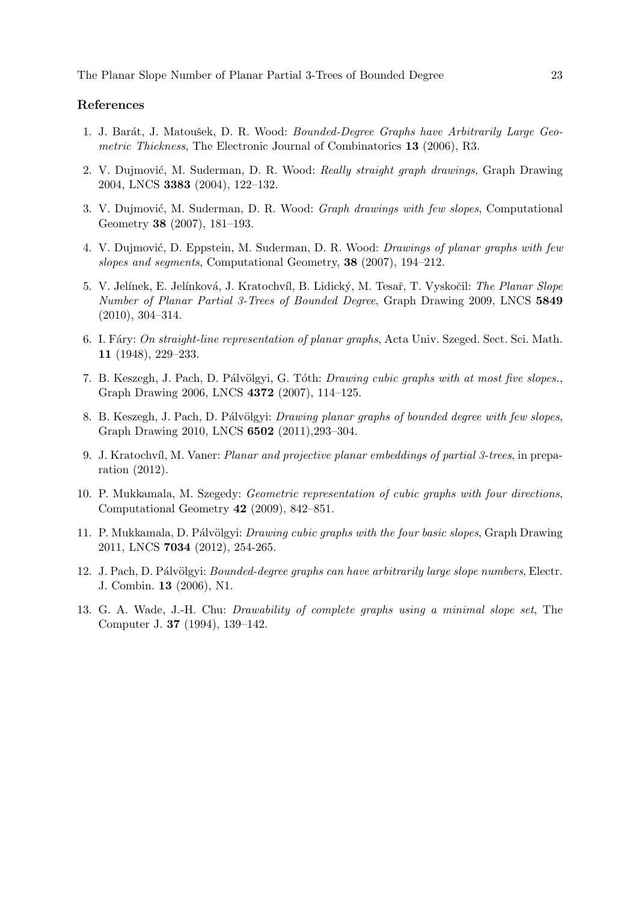## References

1. J. Barát, J. Matoušek, D. R. Wood: *Bounded-Degree Graphs have Arbitrarily Large Geometric Thickness*, The Electronic Journal of Combinatorics **13** (2006), R3.
2. V. Dujmović, M. Suderman, D. R. Wood: *Really straight graph drawings*, Graph Drawing 2004, LNCS **3383** (2004), 122–132.
3. V. Dujmović, M. Suderman, D. R. Wood: *Graph drawings with few slopes*, Computational Geometry **38** (2007), 181–193.
4. V. Dujmović, D. Eppstein, M. Suderman, D. R. Wood: *Drawings of planar graphs with few slopes and segments*, Computational Geometry, **38** (2007), 194–212.
5. V. Jelínek, E. Jelínková, J. Kratochvíl, B. Lidický, M. Tesař, T. Vyskočil: *The Planar Slope Number of Planar Partial 3-Trees of Bounded Degree*, Graph Drawing 2009, LNCS **5849** (2010), 304–314.
6. I. Fáry: *On straight-line representation of planar graphs*, Acta Univ. Szeged. Sect. Sci. Math. **11** (1948), 229–233.
7. B. Keszegh, J. Pach, D. Pálvölgyi, G. Tóth: *Drawing cubic graphs with at most five slopes.*, Graph Drawing 2006, LNCS **4372** (2007), 114–125.
8. B. Keszegh, J. Pach, D. Pálvölgyi: *Drawing planar graphs of bounded degree with few slopes*, Graph Drawing 2010, LNCS **6502** (2011),293–304.
9. J. Kratochvíl, M. Vaner: *Planar and projective planar embeddings of partial 3-trees*, in preparation (2012).
10. P. Mukkamala, M. Szegedy: *Geometric representation of cubic graphs with four directions*, Computational Geometry **42** (2009), 842–851.
11. P. Mukkamala, D. Pálvölgyi: *Drawing cubic graphs with the four basic slopes*, Graph Drawing 2011, LNCS **7034** (2012), 254-265.
12. J. Pach, D. Pálvölgyi: *Bounded-degree graphs can have arbitrarily large slope numbers*, Electr. J. Combin. **13** (2006), N1.
13. G. A. Wade, J.-H. Chu: *Drawability of complete graphs using a minimal slope set*, The Computer J. **37** (1994), 139–142.